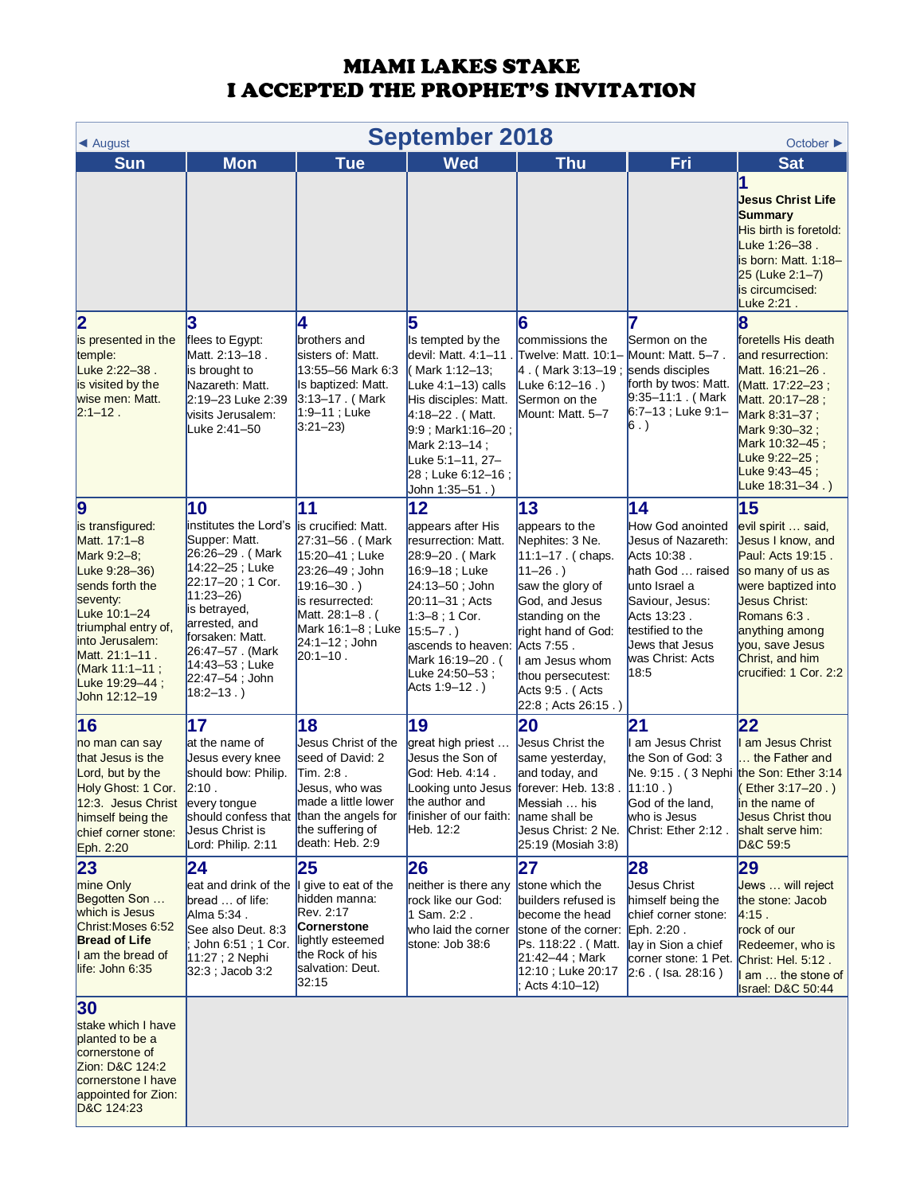# MIAMI LAKES STAKE
# I ACCEPTED THE PROPHET'S INVITATION

## September 2018

◄ August | October ►

| Sun | Mon | Tue | Wed | Thu | Fri | Sat |
|---|---|---|---|---|---|---|
| | | | | | | **1** **Jesus Christ Life Summary** His birth is foretold: Luke 1:26–38 . is born: Matt. 1:18–25 (Luke 2:1–7) is circumcised: Luke 2:21 . |
| **2** is presented in the temple: Luke 2:22–38 . is visited by the wise men: Matt. 2:1–12 . | **3** flees to Egypt: Matt. 2:13–18 . is brought to Nazareth: Matt. 2:19–23 Luke 2:39 visits Jerusalem: Luke 2:41–50 | **4** brothers and sisters of: Matt. 13:55–56 Mark 6:3 Is baptized: Matt. 3:13–17 . ( Mark 1:9–11 ; Luke 3:21–23) | **5** Is tempted by the devil: Matt. 4:1–11 . ( Mark 1:12–13; Luke 4:1–13) calls His disciples: Matt. 4:18–22 . ( Matt. 9:9 ; Mark1:16–20 ; Mark 2:13–14 ; Luke 5:1–11, 27–28 ; Luke 6:12–16 ; John 1:35–51 . ) | **6** commissions the Twelve: Matt. 10:1–4 . ( Mark 3:13–19 ; Luke 6:12–16 . ) Sermon on the Mount: Matt. 5–7 | **7** Sermon on the Mount: Matt. 5–7 . sends disciples forth by twos: Matt. 9:35–11:1 . ( Mark 6:7–13 ; Luke 9:1–6 . ) | **8** foretells His death and resurrection: Matt. 16:21–26 . (Matt. 17:22–23 ; Matt. 20:17–28 ; Mark 8:31–37 ; Mark 9:30–32 ; Mark 10:32–45 ; Luke 9:22–25 ; Luke 9:43–45 ; Luke 18:31–34 . ) |
| **9** is transfigured: Matt. 17:1–8 Mark 9:2–8; Luke 9:28–36) sends forth the seventy: Luke 10:1–24 triumphal entry of, into Jerusalem: Matt. 21:1–11 . (Mark 11:1–11 ; Luke 19:29–44 ; John 12:12–19 | **10** institutes the Lord's Supper: Matt. 26:26–29 . ( Mark 14:22–25 ; Luke 22:17–20 ; 1 Cor. 11:23–26) is betrayed, arrested, and forsaken: Matt. 26:47–57 . (Mark 14:43–53 ; Luke 22:47–54 ; John 18:2–13 . ) | **11** is crucified: Matt. 27:31–56 . ( Mark 15:20–41 ; Luke 23:26–49 ; John 19:16–30 . ) is resurrected: Matt. 28:1–8 . ( Mark 16:1–8 ; Luke 24:1–12 ; John 20:1–10 . | **12** appears after His resurrection: Matt. 28:9–20 . ( Mark 16:9–18 ; Luke 24:13–50 ; John 20:11–31 ; Acts 1:3–8 ; 1 Cor. 15:5–7 . ) ascends to heaven: Mark 16:19–20 . ( Luke 24:50–53 ; Acts 1:9–12 . ) | **13** appears to the Nephites: 3 Ne. 11:1–17 . ( chaps. 11–26 . ) saw the glory of God, and Jesus standing on the right hand of God: Acts 7:55 . I am Jesus whom thou persecutest: Acts 9:5 . ( Acts 22:8 ; Acts 26:15 . ) | **14** How God anointed Jesus of Nazareth: Acts 10:38 . hath God … raised unto Israel a Saviour, Jesus: Acts 13:23 . testified to the Jews that Jesus was Christ: Acts 18:5 | **15** evil spirit … said, Jesus I know, and Paul: Acts 19:15 . so many of us as were baptized into Jesus Christ: Romans 6:3 . anything among you, save Jesus Christ, and him crucified: 1 Cor. 2:2 |
| **16** no man can say that Jesus is the Lord, but by the Holy Ghost: 1 Cor. 12:3. Jesus Christ himself being the chief corner stone: Eph. 2:20 | **17** at the name of Jesus every knee should bow: Philip. 2:10 . every tongue should confess that Jesus Christ is Lord: Philip. 2:11 | **18** Jesus Christ of the seed of David: 2 Tim. 2:8 . Jesus, who was made a little lower than the angels for the suffering of death: Heb. 2:9 | **19** great high priest … Jesus the Son of God: Heb. 4:14 . Looking unto Jesus the author and finisher of our faith: Heb. 12:2 | **20** Jesus Christ the same yesterday, and today, and forever: Heb. 13:8 . Messiah … his name shall be Jesus Christ: 2 Ne. 25:19 (Mosiah 3:8) | **21** I am Jesus Christ the Son of God: 3 Ne. 9:15 . ( 3 Nephi 11:10 . ) God of the land, who is Jesus Christ: Ether 2:12 . | **22** I am Jesus Christ … the Father and the Son: Ether 3:14 ( Ether 3:17–20 . ) in the name of Jesus Christ thou shalt serve him: D&C 59:5 |
| **23** mine Only Begotten Son … which is Jesus Christ:Moses 6:52 **Bread of Life** I am the bread of life: John 6:35 | **24** eat and drink of the bread … of life: Alma 5:34 . See also Deut. 8:3 ; John 6:51 ; 1 Cor. 11:27 ; 2 Nephi 32:3 ; Jacob 3:2 | **25** I give to eat of the hidden manna: Rev. 2:17 **Cornerstone** lightly esteemed the Rock of his salvation: Deut. 32:15 | **26** neither is there any rock like our God: 1 Sam. 2:2 . who laid the corner stone: Job 38:6 | **27** stone which the builders refused is become the head stone of the corner: Ps. 118:22 . ( Matt. 21:42–44 ; Mark 12:10 ; Luke 20:17 ; Acts 4:10–12) | **28** Jesus Christ himself being the chief corner stone: Eph. 2:20 . lay in Sion a chief corner stone: 1 Pet. 2:6 . ( Isa. 28:16 ) | **29** Jews … will reject the stone: Jacob 4:15 . rock of our Redeemer, who is Christ: Hel. 5:12 . I am … the stone of Israel: D&C 50:44 |
| **30** stake which I have planted to be a cornerstone of Zion: D&C 124:2 cornerstone I have appointed for Zion: D&C 124:23 | | | | | | |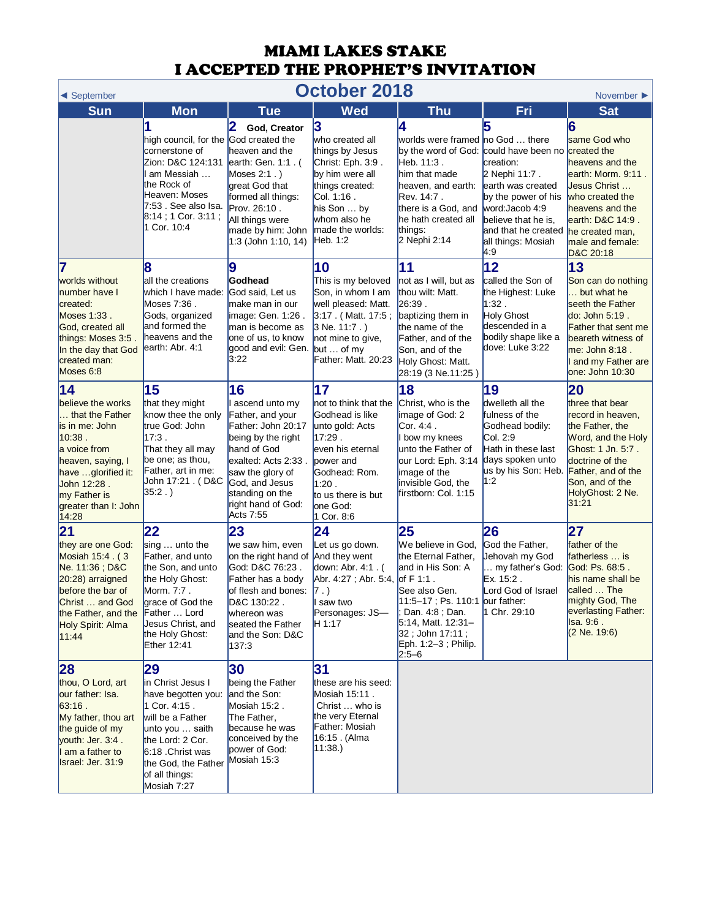# MIAMI LAKES STAKE
# I ACCEPTED THE PROPHET'S INVITATION

◄ September | **October 2018** | November ►

| Sun | Mon | Tue | Wed | Thu | Fri | Sat |
|---|---|---|---|---|---|---|
| | **1** high council, for the cornerstone of Zion: D&C 124:131 I am Messiah … the Rock of Heaven: Moses 7:53 . See also Isa. 8:14 ; 1 Cor. 3:11 ; 1 Cor. 10:4 | **2 God, Creator** God created the heaven and the earth: Gen. 1:1 . ( Moses 2:1 . ) great God that formed all things: Prov. 26:10 . All things were made by him: John 1:3 (John 1:10, 14) | **3** who created all things by Jesus Christ: Eph. 3:9 . by him were all things created: Col. 1:16 . his Son … by whom also he made the worlds: Heb. 1:2 | **4** worlds were framed by the word of God: Heb. 11:3 . him that made heaven, and earth: Rev. 14:7 . there is a God, and he hath created all things: 2 Nephi 2:14 | **5** no God … there could have been no creation: 2 Nephi 11:7 . earth was created by the power of his word:Jacob 4:9 believe that he is, and that he created all things: Mosiah 4:9 | **6** same God who created the heavens and the earth: Morm. 9:11 . Jesus Christ … who created the heavens and the earth: D&C 14:9 . he created man, male and female: D&C 20:18 |
| **7** worlds without number have I created: Moses 1:33 . God, created all things: Moses 3:5 . In the day that God created man: Moses 6:8 | **8** all the creations which I have made: Moses 7:36 . Gods, organized and formed the heavens and the earth: Abr. 4:1 | **9 Godhead** God said, Let us make man in our image: Gen. 1:26 . man is become as one of us, to know good and evil: Gen. 3:22 | **10** This is my beloved Son, in whom I am well pleased: Matt. 3:17 . ( Matt. 17:5 ; 3 Ne. 11:7 . ) not mine to give, but … of my Father: Matt. 20:23 | **11** not as I will, but as thou wilt: Matt. 26:39 . baptizing them in the name of the Father, and of the Son, and of the Holy Ghost: Matt. 28:19 (3 Ne.11:25 ) | **12** called the Son of the Highest: Luke 1:32 . Holy Ghost descended in a bodily shape like a dove: Luke 3:22 | **13** Son can do nothing … but what he seeth the Father do: John 5:19 . Father that sent me beareth witness of me: John 8:18 . I and my Father are one: John 10:30 |
| **14** believe the works … that the Father is in me: John 10:38 . a voice from heaven, saying, I have …glorified it: John 12:28 . my Father is greater than I: John 14:28 | **15** that they might know thee the only true God: John 17:3 . That they all may be one; as thou, Father, art in me: John 17:21 . ( D&C 35:2 . ) | **16** I ascend unto my Father, and your Father: John 20:17 being by the right hand of God exalted: Acts 2:33 . saw the glory of God, and Jesus standing on the right hand of God: Acts 7:55 | **17** not to think that the Godhead is like unto gold: Acts 17:29 . even his eternal power and Godhead: Rom. 1:20 . to us there is but one God: 1 Cor. 8:6 | **18** Christ, who is the image of God: 2 Cor. 4:4 . I bow my knees unto the Father of our Lord: Eph. 3:14 image of the invisible God, the firstborn: Col. 1:15 | **19** dwelleth all the fulness of the Godhead bodily: Col. 2:9 Hath in these last days spoken unto us by his Son: Heb. 1:2 | **20** three that bear record in heaven, the Father, the Word, and the Holy Ghost: 1 Jn. 5:7 . doctrine of the Father, and of the Son, and of the HolyGhost: 2 Ne. 31:21 |
| **21** they are one God: Mosiah 15:4 . ( 3 Ne. 11:36 ; D&C 20:28) arraigned before the bar of Christ … and God the Father, and the Holy Spirit: Alma 11:44 | **22** sing … unto the Father, and unto the Son, and unto the Holy Ghost: Morm. 7:7 . grace of God the Father … Lord Jesus Christ, and the Holy Ghost: Ether 12:41 | **23** we saw him, even on the right hand of God: D&C 76:23 . Father has a body of flesh and bones: D&C 130:22 . whereon was seated the Father and the Son: D&C 137:3 | **24** Let us go down. And they went down: Abr. 4:1 . ( Abr. 4:27 ; Abr. 5:4, 7 . ) I saw two Personages: JS—H 1:17 | **25** We believe in God, the Eternal Father, and in His Son: A of F 1:1 . See also Gen. 11:5–17 ; Ps. 110:1 ; Dan. 4:8 ; Dan. 5:14, Matt. 12:31–32 ; John 17:11 ; Eph. 1:2–3 ; Philip. 2:5–6 | **26** God the Father, Jehovah my God … my father's God: Ex. 15:2 . Lord God of Israel our father: 1 Chr. 29:10 | **27** father of the fatherless … is God: Ps. 68:5 . his name shall be called … The mighty God, The everlasting Father: Isa. 9:6 . (2 Ne. 19:6) |
| **28** thou, O Lord, art our father: Isa. 63:16 . My father, thou art the guide of my youth: Jer. 3:4 . I am a father to Israel: Jer. 31:9 | **29** in Christ Jesus I have begotten you: 1 Cor. 4:15 . will be a Father unto you … saith the Lord: 2 Cor. 6:18 .Christ was the God, the Father of all things: Mosiah 7:27 | **30** being the Father and the Son: Mosiah 15:2 . The Father, because he was conceived by the power of God: Mosiah 15:3 | **31** these are his seed: Mosiah 15:11 . Christ … who is the very Eternal Father: Mosiah 16:15 . (Alma 11:38.) | | | |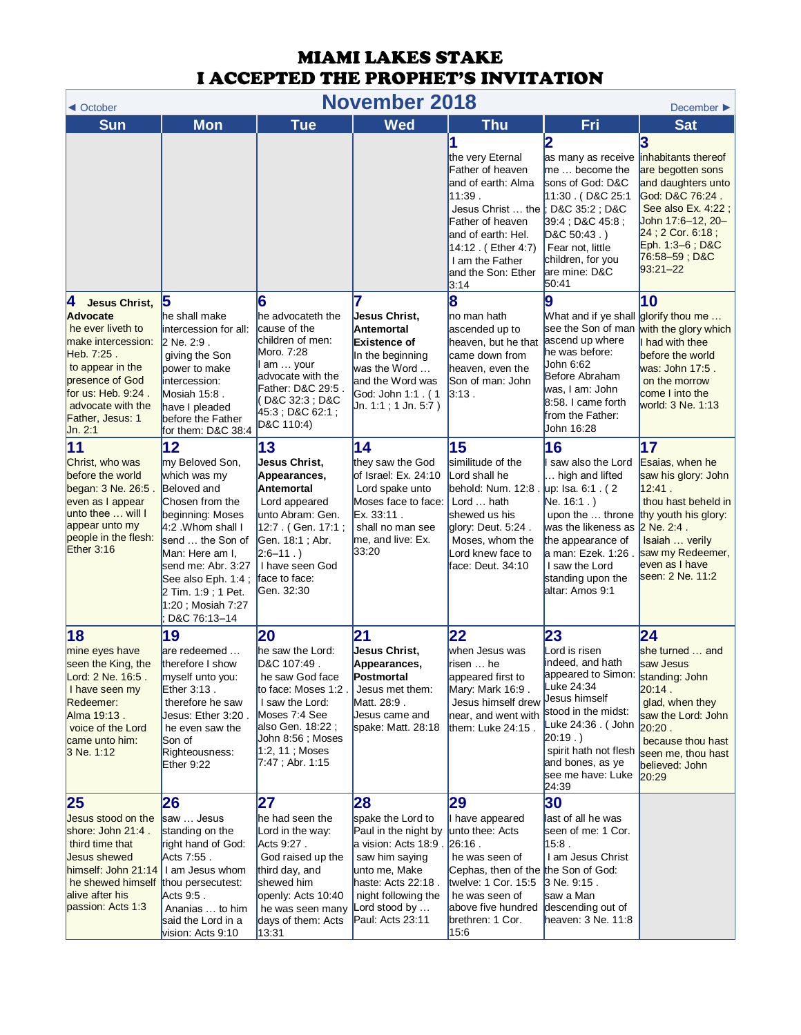# MIAMI LAKES STAKE
# I ACCEPTED THE PROPHET'S INVITATION

◄ October | **November 2018** | December ►

| Sun | Mon | Tue | Wed | Thu | Fri | Sat |
|---|---|---|---|---|---|---|
| | | | | **1** the very Eternal Father of heaven and of earth: Alma 11:39 . Jesus Christ … the Father of heaven and of earth: Hel. 14:12 . ( Ether 4:7) I am the Father and the Son: Ether 3:14 | **2** as many as receive me … become the sons of God: D&C 11:30 . ( D&C 25:1 ; D&C 35:2 ; D&C 39:4 ; D&C 45:8 ; D&C 50:43 . ) Fear not, little children, for you are mine: D&C 50:41 | **3** inhabitants thereof are begotten sons and daughters unto God: D&C 76:24 . See also Ex. 4:22 ; John 17:6–12, 20–24 ; 2 Cor. 6:18 ; Eph. 1:3–6 ; D&C 76:58–59 ; D&C 93:21–22 |
| **4** **Jesus Christ, Advocate** he ever liveth to make intercession: Heb. 7:25 . to appear in the presence of God for us: Heb. 9:24 . advocate with the Father, Jesus: 1 Jn. 2:1 | **5** he shall make intercession for all: 2 Ne. 2:9 . giving the Son power to make intercession: Mosiah 15:8 . have I pleaded before the Father for them: D&C 38:4 | **6** he advocateth the cause of the children of men: Moro. 7:28 I am … your advocate with the Father: D&C 29:5 . ( D&C 32:3 ; D&C 45:3 ; D&C 62:1 ; D&C 110:4) | **7** **Jesus Christ, Antemortal Existence of** In the beginning was the Word … and the Word was God: John 1:1 . ( 1 Jn. 1:1 ; 1 Jn. 5:7 ) | **8** no man hath ascended up to heaven, but he that came down from heaven, even the Son of man: John 3:13 . | **9** What and if ye shall see the Son of man ascend up where he was before: John 6:62 Before Abraham was, I am: John 8:58. I came forth from the Father: John 16:28 | **10** glorify thou me … with the glory which I had with thee before the world was: John 17:5 . on the morrow come I into the world: 3 Ne. 1:13 |
| **11** Christ, who was before the world began: 3 Ne. 26:5 . even as I appear unto thee … will I appear unto my people in the flesh: Ether 3:16 | **12** my Beloved Son, which was my Beloved and Chosen from the beginning: Moses 4:2 .Whom shall I send … the Son of Man: Here am I, send me: Abr. 3:27 See also Eph. 1:4 ; 2 Tim. 1:9 ; 1 Pet. 1:20 ; Mosiah 7:27 ; D&C 76:13–14 | **13** **Jesus Christ, Appearances, Antemortal** Lord appeared unto Abram: Gen. 12:7 . ( Gen. 17:1 ; Gen. 18:1 ; Abr. 2:6–11 . ) I have seen God face to face: Gen. 32:30 | **14** they saw the God of Israel: Ex. 24:10 Lord spake unto Moses face to face: Ex. 33:11 . shall no man see me, and live: Ex. 33:20 | **15** similitude of the Lord shall he behold: Num. 12:8 . Lord … hath shewed us his glory: Deut. 5:24 . Moses, whom the Lord knew face to face: Deut. 34:10 | **16** I saw also the Lord … high and lifted up: Isa. 6:1 . ( 2 Ne. 16:1 . ) upon the … throne was the likeness as the appearance of a man: Ezek. 1:26 . I saw the Lord standing upon the altar: Amos 9:1 | **17** Esaias, when he saw his glory: John 12:41 . thou hast beheld in thy youth his glory: 2 Ne. 2:4 . Isaiah … verily saw my Redeemer, even as I have seen: 2 Ne. 11:2 |
| **18** mine eyes have seen the King, the Lord: 2 Ne. 16:5 . I have seen my Redeemer: Alma 19:13 . voice of the Lord came unto him: 3 Ne. 1:12 | **19** are redeemed … therefore I show myself unto you: Ether 3:13 . therefore he saw Jesus: Ether 3:20 . he even saw the Son of Righteousness: Ether 9:22 | **20** he saw the Lord: D&C 107:49 . he saw God face to face: Moses 1:2 . I saw the Lord: Moses 7:4 See also Gen. 18:22 ; John 8:56 ; Moses 1:2, 11 ; Moses 7:47 ; Abr. 1:15 | **21** **Jesus Christ, Appearances, Postmortal** Jesus met them: Matt. 28:9 . Jesus came and spake: Matt. 28:18 | **22** when Jesus was risen … he appeared first to Mary: Mark 16:9 . Jesus himself drew near, and went with them: Luke 24:15 . | **23** Lord is risen indeed, and hath appeared to Simon: Luke 24:34 Jesus himself stood in the midst: Luke 24:36 . ( John 20:19 . ) spirit hath not flesh and bones, as ye see me have: Luke 24:39 | **24** she turned … and saw Jesus standing: John 20:14 . glad, when they saw the Lord: John 20:20 . because thou hast seen me, thou hast believed: John 20:29 |
| **25** Jesus stood on the shore: John 21:4 . third time that Jesus shewed himself: John 21:14 he shewed himself alive after his passion: Acts 1:3 | **26** saw … Jesus standing on the right hand of God: Acts 7:55 . I am Jesus whom thou persecutest: Acts 9:5 . Ananias … to him said the Lord in a vision: Acts 9:10 | **27** he had seen the Lord in the way: Acts 9:27 . God raised up the third day, and shewed him openly: Acts 10:40 he was seen many days of them: Acts 13:31 | **28** spake the Lord to Paul in the night by a vision: Acts 18:9 . saw him saying unto me, Make haste: Acts 22:18 . night following the Lord stood by … Paul: Acts 23:11 | **29** I have appeared unto thee: Acts 26:16 . he was seen of Cephas, then of the twelve: 1 Cor. 15:5 he was seen of above five hundred brethren: 1 Cor. 15:6 | **30** last of all he was seen of me: 1 Cor. 15:8 . I am Jesus Christ the Son of God: 3 Ne. 9:15 . saw a Man descending out of heaven: 3 Ne. 11:8 | |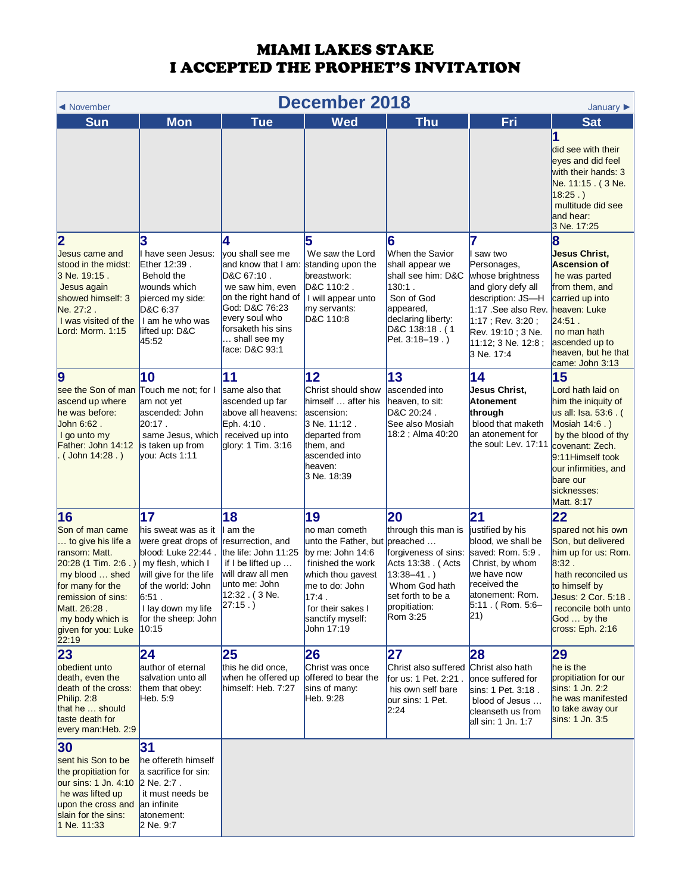# MIAMI LAKES STAKE
# I ACCEPTED THE PROPHET'S INVITATION

◄ November **December 2018** January ►

| Sun | Mon | Tue | Wed | Thu | Fri | Sat |
|---|---|---|---|---|---|---|
| | | | | | | **1** did see with their eyes and did feel with their hands: 3 Ne. 11:15 . ( 3 Ne. 18:25 . ) multitude did see and hear: 3 Ne. 17:25 |
| **2** Jesus came and stood in the midst: 3 Ne. 19:15 . Jesus again showed himself: 3 Ne. 27:2 . I was visited of the Lord: Morm. 1:15 | **3** I have seen Jesus: Ether 12:39 . Behold the wounds which pierced my side: D&C 6:37 I am he who was lifted up: D&C 45:52 | **4** you shall see me and know that I am: D&C 67:10 . we saw him, even on the right hand of God: D&C 76:23 every soul who forsaketh his sins … shall see my face: D&C 93:1 | **5** We saw the Lord standing upon the breastwork: D&C 110:2 . I will appear unto my servants: D&C 110:8 | **6** When the Savior shall appear we shall see him: D&C 130:1 . Son of God appeared, declaring liberty: D&C 138:18 . ( 1 Pet. 3:18–19 . ) | **7** I saw two Personages, whose brightness and glory defy all description: JS—H 1:17 .See also Rev. 1:17 ; Rev. 3:20 ; Rev. 19:10 ; 3 Ne. 11:12; 3 Ne. 12:8 ; 3 Ne. 17:4 | **8** **Jesus Christ, Ascension of** he was parted from them, and carried up into heaven: Luke 24:51 . no man hath ascended up to heaven, but he that came: John 3:13 |
| **9** see the Son of man ascend up where he was before: John 6:62 . I go unto my Father: John 14:12 . ( John 14:28 . ) | **10** Touch me not; for I am not yet ascended: John 20:17 . same Jesus, which is taken up from you: Acts 1:11 | **11** same also that ascended up far above all heavens: Eph. 4:10 . received up into glory: 1 Tim. 3:16 | **12** Christ should show himself … after his ascension: 3 Ne. 11:12 . departed from them, and ascended into heaven: 3 Ne. 18:39 | **13** ascended into heaven, to sit: D&C 20:24 . See also Mosiah 18:2 ; Alma 40:20 | **14** **Jesus Christ, Atonement through** blood that maketh an atonement for the soul: Lev. 17:11 | **15** Lord hath laid on him the iniquity of us all: Isa. 53:6 . ( Mosiah 14:6 . ) by the blood of thy covenant: Zech. 9:11Himself took our infirmities, and bare our sicknesses: Matt. 8:17 |
| **16** Son of man came … to give his life a ransom: Matt. 20:28 (1 Tim. 2:6 . ) my blood … shed for many for the remission of sins: Matt. 26:28 . my body which is given for you: Luke 22:19 | **17** his sweat was as it were great drops of blood: Luke 22:44 . my flesh, which I will give for the life of the world: John 6:51 . I lay down my life for the sheep: John 10:15 | **18** I am the resurrection, and the life: John 11:25 if I be lifted up … will draw all men unto me: John 12:32 . ( 3 Ne. 27:15 . ) | **19** no man cometh unto the Father, but by me: John 14:6 finished the work which thou gavest me to do: John 17:4 . for their sakes I sanctify myself: John 17:19 | **20** through this man is preached … forgiveness of sins: Acts 13:38 . ( Acts 13:38–41 . ) Whom God hath set forth to be a propitiation: Rom 3:25 | **21** justified by his blood, we shall be saved: Rom. 5:9 . Christ, by whom we have now received the atonement: Rom. 5:11 . ( Rom. 5:6–21) | **22** spared not his own Son, but delivered him up for us: Rom. 8:32 . hath reconciled us to himself by Jesus: 2 Cor. 5:18 . reconcile both unto God … by the cross: Eph. 2:16 |
| **23** obedient unto death, even the death of the cross: Philip. 2:8 that he … should taste death for every man:Heb. 2:9 | **24** author of eternal salvation unto all them that obey: Heb. 5:9 | **25** this he did once, when he offered up himself: Heb. 7:27 | **26** Christ was once offered to bear the sins of many: Heb. 9:28 | **27** Christ also suffered for us: 1 Pet. 2:21 . his own self bare our sins: 1 Pet. 2:24 | **28** Christ also hath once suffered for sins: 1 Pet. 3:18 . blood of Jesus … cleanseth us from all sin: 1 Jn. 1:7 | **29** he is the propitiation for our sins: 1 Jn. 2:2 he was manifested to take away our sins: 1 Jn. 3:5 |
| **30** sent his Son to be the propitiation for our sins: 1 Jn. 4:10 he was lifted up upon the cross and slain for the sins: 1 Ne. 11:33 | **31** he offereth himself a sacrifice for sin: 2 Ne. 2:7 . it must needs be an infinite atonement: 2 Ne. 9:7 | | | | | |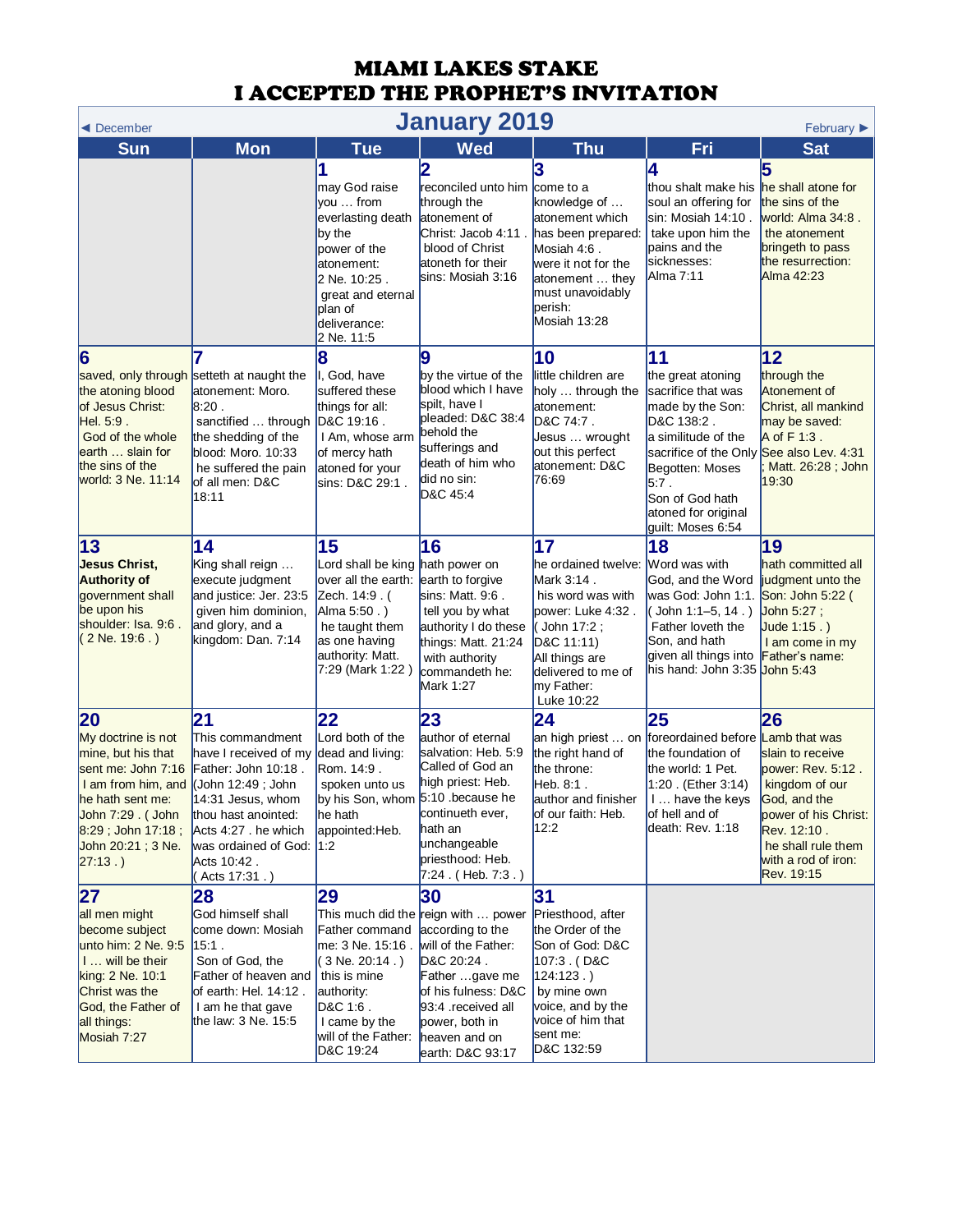# MIAMI LAKES STAKE
# I ACCEPTED THE PROPHET'S INVITATION

◄ December **January 2019** February ►

| Sun | Mon | Tue | Wed | Thu | Fri | Sat |
|---|---|---|---|---|---|---|
| | | **1** may God raise you … from everlasting death by the power of the atonement: 2 Ne. 10:25 . great and eternal plan of deliverance: 2 Ne. 11:5 | **2** reconciled unto him through the atonement of Christ: Jacob 4:11 . blood of Christ atoneth for their sins: Mosiah 3:16 | **3** come to a knowledge of … atonement which has been prepared: Mosiah 4:6 . were it not for the atonement … they must unavoidably perish: Mosiah 13:28 | **4** thou shalt make his soul an offering for sin: Mosiah 14:10 . take upon him the pains and the sicknesses: Alma 7:11 | **5** he shall atone for the sins of the world: Alma 34:8 . the atonement bringeth to pass the resurrection: Alma 42:23 |
| **6** saved, only through the atoning blood of Jesus Christ: Hel. 5:9 . God of the whole earth … slain for the sins of the world: 3 Ne. 11:14 | **7** setteth at naught the atonement: Moro. 8:20 . sanctified … through the shedding of the blood: Moro. 10:33 he suffered the pain of all men: D&C 18:11 | **8** I, God, have suffered these things for all: D&C 19:16 . I Am, whose arm of mercy hath atoned for your sins: D&C 29:1 . | **9** by the virtue of the blood which I have spilt, have I pleaded: D&C 38:4 behold the sufferings and death of him who did no sin: D&C 45:4 | **10** little children are holy … through the atonement: D&C 74:7 . Jesus … wrought out this perfect atonement: D&C 76:69 | **11** the great atoning sacrifice that was made by the Son: D&C 138:2 . a similitude of the sacrifice of the Only Begotten: Moses 5:7 . Son of God hath atoned for original guilt: Moses 6:54 | **12** through the Atonement of Christ, all mankind may be saved: A of F 1:3 . See also Lev. 4:31 ; Matt. 26:28 ; John 19:30 |
| **13** **Jesus Christ, Authority of** government shall be upon his shoulder: Isa. 9:6 . ( 2 Ne. 19:6 . ) | **14** King shall reign … execute judgment and justice: Jer. 23:5 given him dominion, and glory, and a kingdom: Dan. 7:14 | **15** Lord shall be king over all the earth: Zech. 14:9 . ( Alma 5:50 . ) he taught them as one having authority: Matt. 7:29 (Mark 1:22 ) | **16** hath power on earth to forgive sins: Matt. 9:6 . tell you by what authority I do these things: Matt. 21:24 with authority commandeth he: Mark 1:27 | **17** he ordained twelve: Mark 3:14 . his word was with power: Luke 4:32 . ( John 17:2 ; D&C 11:11) All things are delivered to me of my Father: Luke 10:22 | **18** Word was with God, and the Word was God: John 1:1. ( John 1:1–5, 14 . ) Father loveth the Son, and hath given all things into his hand: John 3:35 | **19** hath committed all judgment unto the Son: John 5:22 ( John 5:27 ; Jude 1:15 . ) I am come in my Father's name: John 5:43 |
| **20** My doctrine is not mine, but his that sent me: John 7:16 I am from him, and he hath sent me: John 7:29 . ( John 8:29 ; John 17:18 ; John 20:21 ; 3 Ne. 27:13 . ) | **21** This commandment have I received of my Father: John 10:18 . (John 12:49 ; John 14:31 Jesus, whom thou hast anointed: Acts 4:27 . he which was ordained of God: Acts 10:42 . ( Acts 17:31 . ) | **22** Lord both of the dead and living: Rom. 14:9 . spoken unto us by his Son, whom he hath appointed:Heb. 1:2 | **23** author of eternal salvation: Heb. 5:9 Called of God an high priest: Heb. 5:10 .because he continueth ever, hath an unchangeable priesthood: Heb. 7:24 . ( Heb. 7:3 . ) | **24** an high priest … on the right hand of the throne: Heb. 8:1 . author and finisher of our faith: Heb. 12:2 | **25** foreordained before the foundation of the world: 1 Pet. 1:20 . (Ether 3:14) I … have the keys of hell and of death: Rev. 1:18 | **26** Lamb that was slain to receive power: Rev. 5:12 . kingdom of our God, and the power of his Christ: Rev. 12:10 . he shall rule them with a rod of iron: Rev. 19:15 |
| **27** all men might become subject unto him: 2 Ne. 9:5 I … will be their king: 2 Ne. 10:1 Christ was the God, the Father of all things: Mosiah 7:27 | **28** God himself shall come down: Mosiah 15:1 . Son of God, the Father of heaven and of earth: Hel. 14:12 . I am he that gave the law: 3 Ne. 15:5 | **29** This much did the Father command me: 3 Ne. 15:16 . ( 3 Ne. 20:14 . ) this is mine authority: D&C 1:6 . I came by the will of the Father: D&C 19:24 | **30** reign with … power according to the will of the Father: D&C 20:24 . Father …gave me of his fulness: D&C 93:4 .received all power, both in heaven and on earth: D&C 93:17 | **31** Priesthood, after the Order of the Son of God: D&C 107:3 . ( D&C 124:123 . ) by mine own voice, and by the voice of him that sent me: D&C 132:59 | | |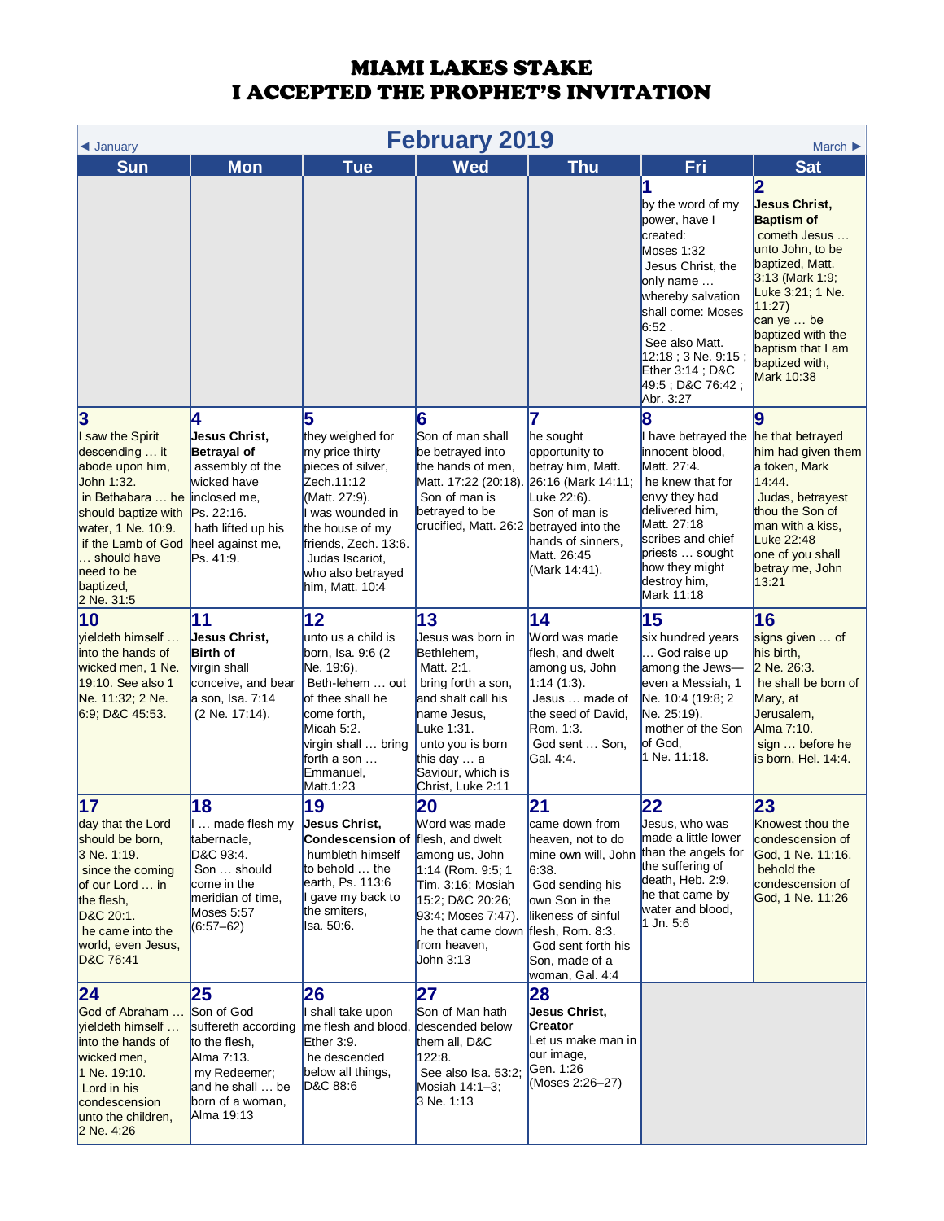# MIAMI LAKES STAKE
# I ACCEPTED THE PROPHET'S INVITATION

◄ January **February 2019** March ►

| Sun | Mon | Tue | Wed | Thu | Fri | Sat |
|---|---|---|---|---|---|---|
| | | | | | **1** by the word of my power, have I created: Moses 1:32 Jesus Christ, the only name … whereby salvation shall come: Moses 6:52 . See also Matt. 12:18 ; 3 Ne. 9:15 ; Ether 3:14 ; D&C 49:5 ; D&C 76:42 ; Abr. 3:27 | **2** **Jesus Christ, Baptism of** cometh Jesus … unto John, to be baptized, Matt. 3:13 (Mark 1:9; Luke 3:21; 1 Ne. 11:27) can ye … be baptized with the baptism that I am baptized with, Mark 10:38 |
| **3** I saw the Spirit descending … it abode upon him, John 1:32. in Bethabara … he should baptize with water, 1 Ne. 10:9. if the Lamb of God … should have need to be baptized, 2 Ne. 31:5 | **4** **Jesus Christ, Betrayal of** assembly of the wicked have inclosed me, Ps. 22:16. hath lifted up his heel against me, Ps. 41:9. | **5** they weighed for my price thirty pieces of silver, Zech.11:12 (Matt. 27:9). I was wounded in the house of my friends, Zech. 13:6. Judas Iscariot, who also betrayed him, Matt. 10:4 | **6** Son of man shall be betrayed into the hands of men, Matt. 17:22 (20:18). Son of man is betrayed to be crucified, Matt. 26:2 | **7** he sought opportunity to betray him, Matt. 26:16 (Mark 14:11; Luke 22:6). Son of man is betrayed into the hands of sinners, Matt. 26:45 (Mark 14:41). | **8** I have betrayed the innocent blood, Matt. 27:4. he knew that for envy they had delivered him, Matt. 27:18 scribes and chief priests … sought how they might destroy him, Mark 11:18 | **9** he that betrayed him had given them a token, Mark 14:44. Judas, betrayest thou the Son of man with a kiss, Luke 22:48 one of you shall betray me, John 13:21 |
| **10** yieldeth himself … into the hands of wicked men, 1 Ne. 19:10. See also 1 Ne. 11:32; 2 Ne. 6:9; D&C 45:53. | **11** **Jesus Christ, Birth of** virgin shall conceive, and bear a son, Isa. 7:14 (2 Ne. 17:14). | **12** unto us a child is born, Isa. 9:6 (2 Ne. 19:6). Beth-lehem … out of thee shall he come forth, Micah 5:2. virgin shall … bring forth a son … Emmanuel, Matt.1:23 | **13** Jesus was born in Bethlehem, Matt. 2:1. bring forth a son, and shalt call his name Jesus, Luke 1:31. unto you is born this day … a Saviour, which is Christ, Luke 2:11 | **14** Word was made flesh, and dwelt among us, John 1:14 (1:3). Jesus … made of the seed of David, Rom. 1:3. God sent … Son, Gal. 4:4. | **15** six hundred years … God raise up among the Jews— even a Messiah, 1 Ne. 10:4 (19:8; 2 Ne. 25:19). mother of the Son of God, 1 Ne. 11:18. | **16** signs given … of his birth, 2 Ne. 26:3. he shall be born of Mary, at Jerusalem, Alma 7:10. sign … before he is born, Hel. 14:4. |
| **17** day that the Lord should be born, 3 Ne. 1:19. since the coming of our Lord … in the flesh, D&C 20:1. he came into the world, even Jesus, D&C 76:41 | **18** I … made flesh my tabernacle, D&C 93:4. Son … should come in the meridian of time, Moses 5:57 (6:57–62) | **19** **Jesus Christ, Condescension of** humbleth himself to behold … the earth, Ps. 113:6 I gave my back to the smiters, Isa. 50:6. | **20** Word was made flesh, and dwelt among us, John 1:14 (Rom. 9:5; 1 Tim. 3:16; Mosiah 15:2; D&C 20:26; 93:4; Moses 7:47). he that came down from heaven, John 3:13 | **21** came down from heaven, not to do mine own will, John 6:38. God sending his own Son in the likeness of sinful flesh, Rom. 8:3. God sent forth his Son, made of a woman, Gal. 4:4 | **22** Jesus, who was made a little lower than the angels for the suffering of death, Heb. 2:9. he that came by water and blood, 1 Jn. 5:6 | **23** Knowest thou the condescension of God, 1 Ne. 11:16. behold the condescension of God, 1 Ne. 11:26 |
| **24** God of Abraham … yieldeth himself … into the hands of wicked men, 1 Ne. 19:10. Lord in his condescension unto the children, 2 Ne. 4:26 | **25** Son of God suffereth according to the flesh, Alma 7:13. my Redeemer; and he shall … be born of a woman, Alma 19:13 | **26** I shall take upon me flesh and blood, Ether 3:9. he descended below all things, D&C 88:6 | **27** Son of Man hath descended below them all, D&C 122:8. See also Isa. 53:2; Mosiah 14:1–3; 3 Ne. 1:13 | **28** **Jesus Christ, Creator** Let us make man in our image, Gen. 1:26 (Moses 2:26–27) | | |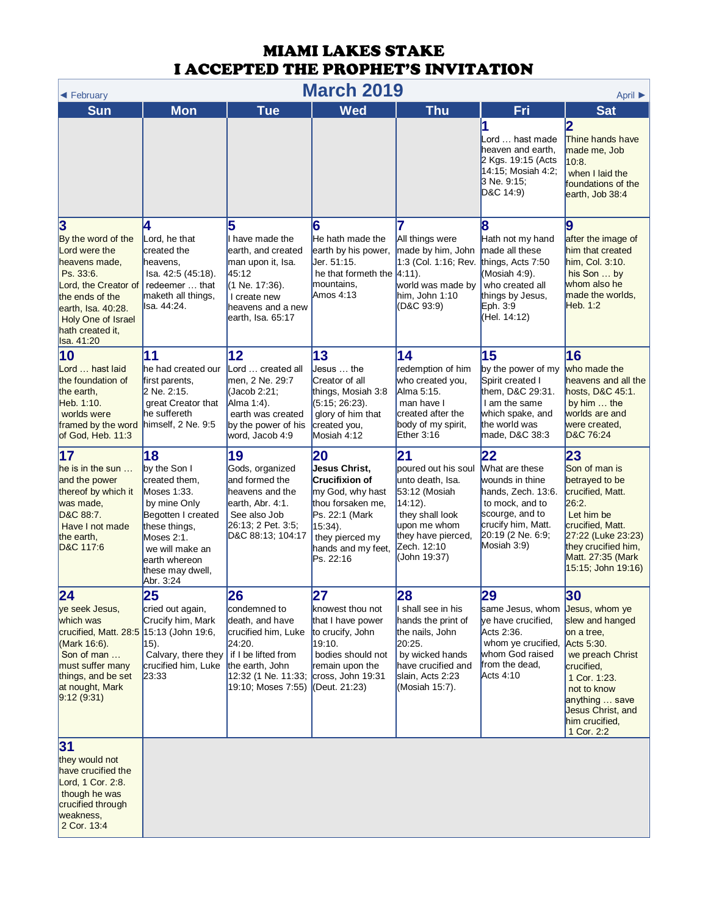# MIAMI LAKES STAKE
# I ACCEPTED THE PROPHET'S INVITATION

## March 2019

◄ February | April ►

| Sun | Mon | Tue | Wed | Thu | Fri | Sat |
|---|---|---|---|---|---|---|
| | | | | | **1** Lord … hast made heaven and earth, 2 Kgs. 19:15 (Acts 14:15; Mosiah 4:2; 3 Ne. 9:15; D&C 14:9) | **2** Thine hands have made me, Job 10:8. when I laid the foundations of the earth, Job 38:4 |
| **3** By the word of the Lord were the heavens made, Ps. 33:6. Lord, the Creator of the ends of the earth, Isa. 40:28. Holy One of Israel hath created it, Isa. 41:20 | **4** Lord, he that created the heavens, Isa. 42:5 (45:18). redeemer … that maketh all things, Isa. 44:24. | **5** I have made the earth, and created man upon it, Isa. 45:12 (1 Ne. 17:36). I create new heavens and a new earth, Isa. 65:17 | **6** He hath made the earth by his power, Jer. 51:15. he that formeth the mountains, Amos 4:13 | **7** All things were made by him, John 1:3 (Col. 1:16; Rev. 4:11). world was made by him, John 1:10 (D&C 93:9) | **8** Hath not my hand made all these things, Acts 7:50 (Mosiah 4:9). who created all things by Jesus, Eph. 3:9 (Hel. 14:12) | **9** after the image of him that created him, Col. 3:10. his Son … by whom also he made the worlds, Heb. 1:2 |
| **10** Lord … hast laid the foundation of the earth, Heb. 1:10. worlds were framed by the word of God, Heb. 11:3 | **11** he had created our first parents, 2 Ne. 2:15. great Creator that he suffereth himself, 2 Ne. 9:5 | **12** Lord … created all men, 2 Ne. 29:7 (Jacob 2:21; Alma 1:4). earth was created by the power of his word, Jacob 4:9 | **13** Jesus … the Creator of all things, Mosiah 3:8 (5:15; 26:23). glory of him that created you, Mosiah 4:12 | **14** redemption of him who created you, Alma 5:15. man have I created after the body of my spirit, Ether 3:16 | **15** by the power of my Spirit created I them, D&C 29:31. I am the same which spake, and the world was made, D&C 38:3 | **16** who made the heavens and all the hosts, D&C 45:1. by him … the worlds are and were created, D&C 76:24 |
| **17** he is in the sun … and the power thereof by which it was made, D&C 88:7. Have I not made the earth, D&C 117:6 | **18** by the Son I created them, Moses 1:33. by mine Only Begotten I created these things, Moses 2:1. we will make an earth whereon these may dwell, Abr. 3:24 | **19** Gods, organized and formed the heavens and the earth, Abr. 4:1. See also Job 26:13; 2 Pet. 3:5; D&C 88:13; 104:17 | **20** **Jesus Christ, Crucifixion of** my God, why hast thou forsaken me, Ps. 22:1 (Mark 15:34). they pierced my hands and my feet, Ps. 22:16 | **21** poured out his soul unto death, Isa. 53:12 (Mosiah 14:12). they shall look upon me whom they have pierced, Zech. 12:10 (John 19:37) | **22** What are these wounds in thine hands, Zech. 13:6. to mock, and to scourge, and to crucify him, Matt. 20:19 (2 Ne. 6:9; Mosiah 3:9) | **23** Son of man is betrayed to be crucified, Matt. 26:2. Let him be crucified, Matt. 27:22 (Luke 23:23) they crucified him, Matt. 27:35 (Mark 15:15; John 19:16) |
| **24** ye seek Jesus, which was crucified, Matt. 28:5 (Mark 16:6). Son of man … must suffer many things, and be set at nought, Mark 9:12 (9:31) | **25** cried out again, Crucify him, Mark 15:13 (John 19:6, 15). Calvary, there they crucified him, Luke 23:33 | **26** condemned to death, and have crucified him, Luke 24:20. if I be lifted from the earth, John 12:32 (1 Ne. 11:33; 19:10; Moses 7:55) | **27** knowest thou not that I have power to crucify, John 19:10. bodies should not remain upon the cross, John 19:31 (Deut. 21:23) | **28** I shall see in his hands the print of the nails, John 20:25. by wicked hands have crucified and slain, Acts 2:23 (Mosiah 15:7). | **29** same Jesus, whom ye have crucified, Acts 2:36. whom ye crucified, whom God raised from the dead, Acts 4:10 | **30** Jesus, whom ye slew and hanged on a tree, Acts 5:30. we preach Christ crucified, 1 Cor. 1:23. not to know anything … save Jesus Christ, and him crucified, 1 Cor. 2:2 |
| **31** they would not have crucified the Lord, 1 Cor. 2:8. though he was crucified through weakness, 2 Cor. 13:4 | | | | | | |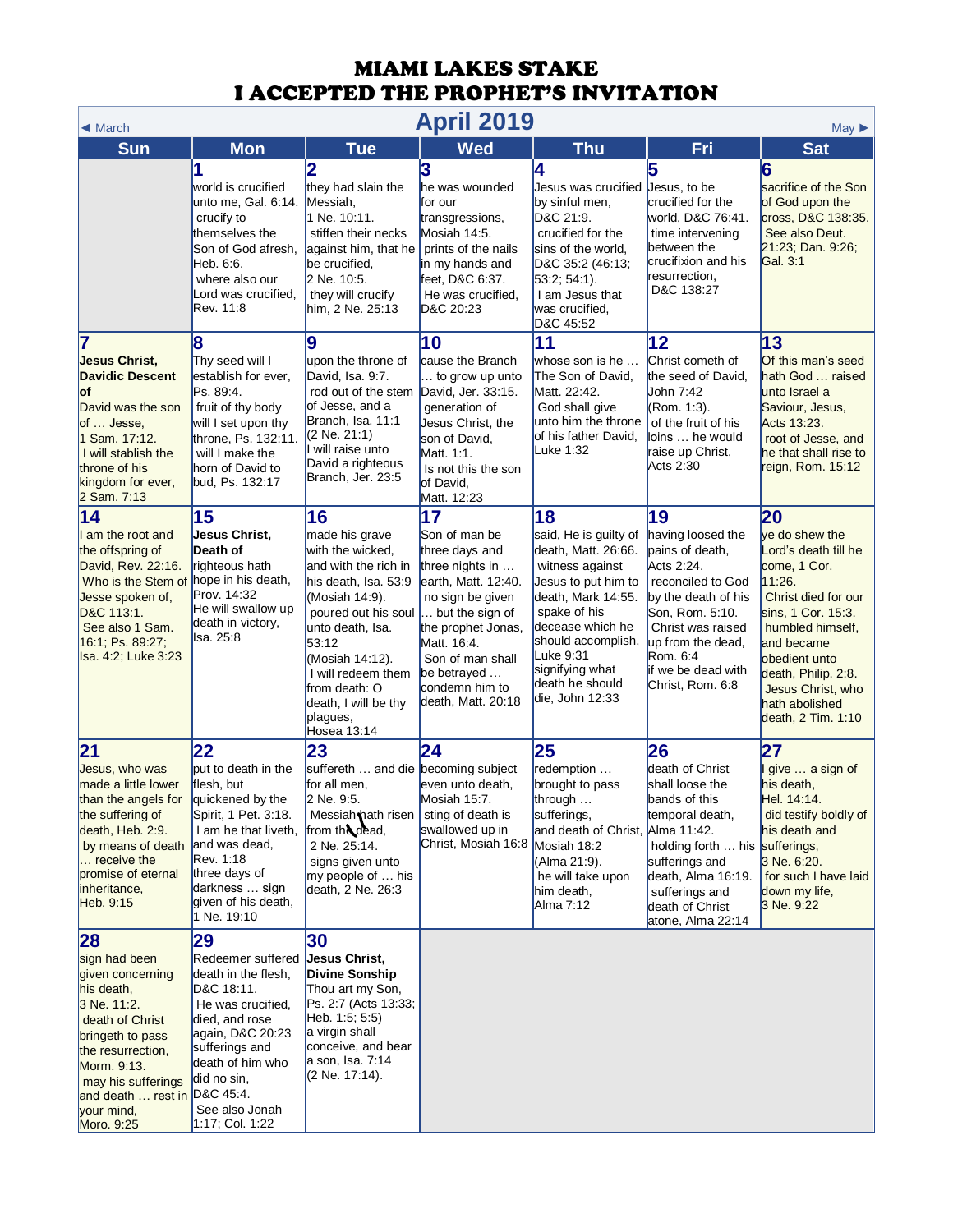# MIAMI LAKES STAKE
# I ACCEPTED THE PROPHET'S INVITATION

◄ March | **April 2019** | May ►

| Sun | Mon | Tue | Wed | Thu | Fri | Sat |
|---|---|---|---|---|---|---|
| | **1** world is crucified unto me, Gal. 6:14. crucify to themselves the Son of God afresh, Heb. 6:6. where also our Lord was crucified, Rev. 11:8 | **2** they had slain the Messiah, 1 Ne. 10:11. stiffen their necks against him, that he be crucified, 2 Ne. 10:5. they will crucify him, 2 Ne. 25:13 | **3** he was wounded for our transgressions, Mosiah 14:5. prints of the nails in my hands and feet, D&C 6:37. He was crucified, D&C 20:23 | **4** Jesus was crucified by sinful men, D&C 21:9. crucified for the sins of the world, D&C 35:2 (46:13; 53:2; 54:1). I am Jesus that was crucified, D&C 45:52 | **5** Jesus, to be crucified for the world, D&C 76:41. time intervening between the crucifixion and his resurrection, D&C 138:27 | **6** sacrifice of the Son of God upon the cross, D&C 138:35. See also Deut. 21:23; Dan. 9:26; Gal. 3:1 |
| **7** **Jesus Christ, Davidic Descent of** David was the son of … Jesse, 1 Sam. 17:12. I will stablish the throne of his kingdom for ever, 2 Sam. 7:13 | **8** Thy seed will I establish for ever, Ps. 89:4. fruit of thy body will I set upon thy throne, Ps. 132:11. will I make the horn of David to bud, Ps. 132:17 | **9** upon the throne of David, Isa. 9:7. rod out of the stem of Jesse, and a Branch, Isa. 11:1 (2 Ne. 21:1) I will raise unto David a righteous Branch, Jer. 23:5 | **10** cause the Branch … to grow up unto David, Jer. 33:15. generation of Jesus Christ, the son of David, Matt. 1:1. Is not this the son of David, Matt. 12:23 | **11** whose son is he … The Son of David, Matt. 22:42. God shall give unto him the throne of his father David, Luke 1:32 | **12** Christ cometh of the seed of David, John 7:42 (Rom. 1:3). of the fruit of his loins … he would raise up Christ, Acts 2:30 | **13** Of this man's seed hath God … raised unto Israel a Saviour, Jesus, Acts 13:23. root of Jesse, and he that shall rise to reign, Rom. 15:12 |
| **14** I am the root and the offspring of David, Rev. 22:16. Who is the Stem of Jesse spoken of, D&C 113:1. See also 1 Sam. 16:1; Ps. 89:27; Isa. 4:2; Luke 3:23 | **15** **Jesus Christ, Death of** righteous hath hope in his death, Prov. 14:32 He will swallow up death in victory, Isa. 25:8 | **16** made his grave with the wicked, and with the rich in his death, Isa. 53:9 (Mosiah 14:9). poured out his soul unto death, Isa. 53:12 (Mosiah 14:12). I will redeem them from death: O death, I will be thy plagues, Hosea 13:14 | **17** Son of man be three days and three nights in … earth, Matt. 12:40. no sign be given … but the sign of the prophet Jonas, Matt. 16:4. Son of man shall be betrayed … condemn him to death, Matt. 20:18 | **18** said, He is guilty of death, Matt. 26:66. witness against Jesus to put him to death, Mark 14:55. spake of his decease which he should accomplish, Luke 9:31 signifying what death he should die, John 12:33 | **19** having loosed the pains of death, Acts 2:24. reconciled to God by the death of his Son, Rom. 5:10. Christ was raised up from the dead, Rom. 6:4 if we be dead with Christ, Rom. 6:8 | **20** ye do shew the Lord's death till he come, 1 Cor. 11:26. Christ died for our sins, 1 Cor. 15:3. humbled himself, and became obedient unto death, Philip. 2:8. Jesus Christ, who hath abolished death, 2 Tim. 1:10 |
| **21** Jesus, who was made a little lower than the angels for the suffering of death, Heb. 2:9. by means of death … receive the promise of eternal inheritance, Heb. 9:15 | **22** put to death in the flesh, but quickened by the Spirit, 1 Pet. 3:18. I am he that liveth, and was dead, Rev. 1:18 three days of darkness … sign given of his death, 1 Ne. 19:10 | **23** suffereth … and die for all men, 2 Ne. 9:5. Messiah hath risen from the dead, 2 Ne. 25:14. signs given unto my people of … his death, 2 Ne. 26:3 | **24** becoming subject even unto death, Mosiah 15:7. sting of death is swallowed up in Christ, Mosiah 16:8 | **25** redemption … brought to pass through … sufferings, and death of Christ, Mosiah 18:2 (Alma 21:9). he will take upon him death, Alma 7:12 | **26** death of Christ shall loose the bands of this temporal death, Alma 11:42. holding forth … his sufferings and death, Alma 16:19. sufferings and death of Christ atone, Alma 22:14 | **27** I give … a sign of his death, Hel. 14:14. did testify boldly of his death and sufferings, 3 Ne. 6:20. for such I have laid down my life, 3 Ne. 9:22 |
| **28** sign had been given concerning his death, 3 Ne. 11:2. death of Christ bringeth to pass the resurrection, Morm. 9:13. may his sufferings and death … rest in your mind, Moro. 9:25 | **29** Redeemer suffered death in the flesh, D&C 18:11. He was crucified, died, and rose again, D&C 20:23 sufferings and death of him who did no sin, D&C 45:4. See also Jonah 1:17; Col. 1:22 | **30** **Jesus Christ, Divine Sonship** Thou art my Son, Ps. 2:7 (Acts 13:33; Heb. 1:5; 5:5) a virgin shall conceive, and bear a son, Isa. 7:14 (2 Ne. 17:14). | | | | |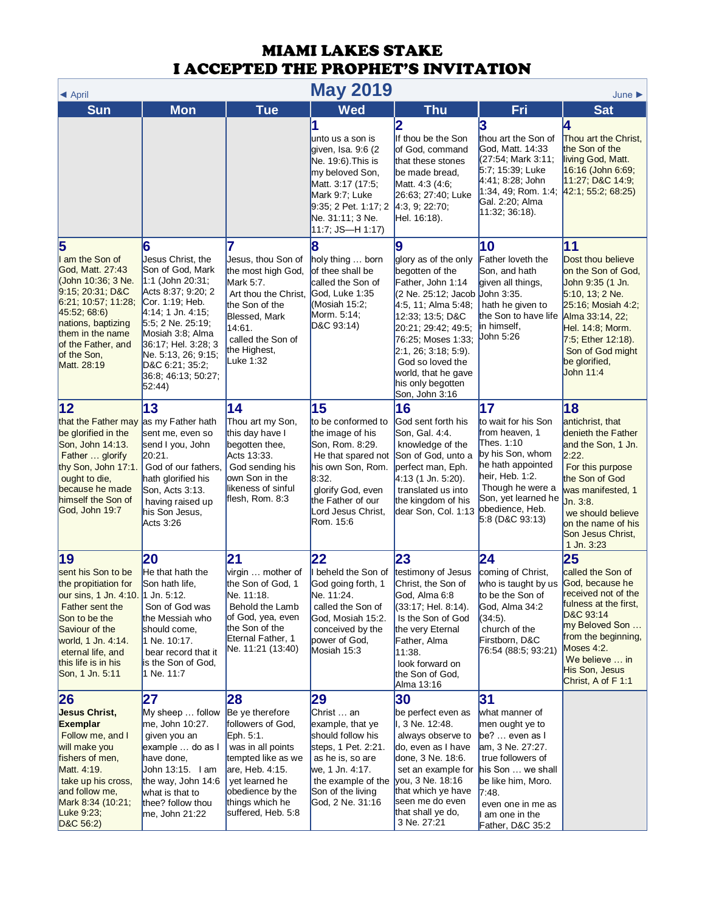# MIAMI LAKES STAKE
# I ACCEPTED THE PROPHET'S INVITATION

◄ April **May 2019** June ►

| Sun | Mon | Tue | Wed | Thu | Fri | Sat |
|---|---|---|---|---|---|---|
| | | | **1** unto us a son is given, Isa. 9:6 (2 Ne. 19:6). This is my beloved Son, Matt. 3:17 (17:5; Mark 9:7; Luke 9:35; 2 Pet. 1:17; 2 Ne. 31:11; 3 Ne. 11:7; JS—H 1:17) | **2** If thou be the Son of God, command that these stones be made bread, Matt. 4:3 (4:6; 26:63; 27:40; Luke 4:3, 9; 22:70; Hel. 16:18). | **3** thou art the Son of God, Matt. 14:33 (27:54; Mark 3:11; 5:7; 15:39; Luke 4:41; 8:28; John 1:34, 49; Rom. 1:4; Gal. 2:20; Alma 11:32; 36:18). | **4** Thou art the Christ, the Son of the living God, Matt. 16:16 (John 6:69; 11:27; D&C 14:9; 42:1; 55:2; 68:25) |
| **5** I am the Son of God, Matt. 27:43 (John 10:36; 3 Ne. 9:15; 20:31; D&C 6:21; 10:57; 11:28; 45:52; 68:6) nations, baptizing them in the name of the Father, and of the Son, Matt. 28:19 | **6** Jesus Christ, the Son of God, Mark 1:1 (John 20:31; Acts 8:37; 9:20; 2 Cor. 1:19; Heb. 4:14; 1 Jn. 4:15; 5:5; 2 Ne. 25:19; Mosiah 3:8; Alma 36:17; Hel. 3:28; 3 Ne. 5:13, 26; 9:15; D&C 6:21; 35:2; 36:8; 46:13; 50:27; 52:44) | **7** Jesus, thou Son of the most high God, Mark 5:7. Art thou the Christ, the Son of the Blessed, Mark 14:61. called the Son of the Highest, Luke 1:32 | **8** holy thing … born of thee shall be called the Son of God, Luke 1:35 (Mosiah 15:2; Morm. 5:14; D&C 93:14) | **9** glory as of the only begotten of the Father, John 1:14 (2 Ne. 25:12; Jacob 4:5, 11; Alma 5:48; 12:33; 13:5; D&C 20:21; 29:42; 49:5; 76:25; Moses 1:33; 2:1, 26; 3:18; 5:9). God so loved the world, that he gave his only begotten Son, John 3:16 | **10** Father loveth the Son, and hath given all things, John 3:35. hath he given to the Son to have life in himself, John 5:26 | **11** Dost thou believe on the Son of God, John 9:35 (1 Jn. 5:10, 13; 2 Ne. 25:16; Mosiah 4:2; Alma 33:14, 22; Hel. 14:8; Morm. 7:5; Ether 12:18). Son of God might be glorified, John 11:4 |
| **12** that the Father may be glorified in the Son, John 14:13. Father … glorify thy Son, John 17:1. ought to die, because he made himself the Son of God, John 19:7 | **13** as my Father hath sent me, even so send I you, John 20:21. God of our fathers, hath glorified his Son, Acts 3:13. having raised up his Son Jesus, Acts 3:26 | **14** Thou art my Son, this day have I begotten thee, Acts 13:33. God sending his own Son in the likeness of sinful flesh, Rom. 8:3 | **15** to be conformed to the image of his Son, Rom. 8:29. He that spared not his own Son, Rom. 8:32. glorify God, even the Father of our Lord Jesus Christ, Rom. 15:6 | **16** God sent forth his Son, Gal. 4:4. knowledge of the Son of God, unto a perfect man, Eph. 4:13 (1 Jn. 5:20). translated us into the kingdom of his dear Son, Col. 1:13 | **17** to wait for his Son from heaven, 1 Thes. 1:10 by his Son, whom he hath appointed heir, Heb. 1:2. Though he were a Son, yet learned he obedience, Heb. 5:8 (D&C 93:13) | **18** antichrist, that denieth the Father and the Son, 1 Jn. 2:22. For this purpose the Son of God was manifested, 1 Jn. 3:8. we should believe on the name of his Son Jesus Christ, 1 Jn. 3:23 |
| **19** sent his Son to be the propitiation for our sins, 1 Jn. 4:10. Father sent the Son to be the Saviour of the world, 1 Jn. 4:14. eternal life, and this life is in his Son, 1 Jn. 5:11 | **20** He that hath the Son hath life, 1 Jn. 5:12. Son of God was the Messiah who should come, 1 Ne. 10:17. bear record that it is the Son of God, 1 Ne. 11:7 | **21** virgin … mother of the Son of God, 1 Ne. 11:18. Behold the Lamb of God, yea, even the Son of the Eternal Father, 1 Ne. 11:21 (13:40) | **22** I beheld the Son of God going forth, 1 Ne. 11:24. called the Son of God, Mosiah 15:2. conceived by the power of God, Mosiah 15:3 | **23** testimony of Jesus Christ, the Son of God, Alma 6:8 (33:17; Hel. 8:14). Is the Son of God the very Eternal Father, Alma 11:38. look forward on the Son of God, Alma 13:16 | **24** coming of Christ, who is taught by us to be the Son of God, Alma 34:2 (34:5). church of the Firstborn, D&C 76:54 (88:5; 93:21) | **25** called the Son of God, because he received not of the fulness at the first, D&C 93:14 my Beloved Son … from the beginning, Moses 4:2. We believe … in His Son, Jesus Christ, A of F 1:1 |
| **26** **Jesus Christ, Exemplar** Follow me, and I will make you fishers of men, Matt. 4:19. take up his cross, and follow me, Mark 8:34 (10:21; Luke 9:23; D&C 56:2) | **27** My sheep … follow me, John 10:27. given you an example … do as I have done, John 13:15. I am the way, John 14:6 what is that to thee? follow thou me, John 21:22 | **28** Be ye therefore followers of God, Eph. 5:1. was in all points tempted like as we are, Heb. 4:15. yet learned he obedience by the things which he suffered, Heb. 5:8 | **29** Christ … an example, that ye should follow his steps, 1 Pet. 2:21. as he is, so are we, 1 Jn. 4:17. the example of the Son of the living God, 2 Ne. 31:16 | **30** be perfect even as I, 3 Ne. 12:48. always observe to do, even as I have done, 3 Ne. 18:6. set an example for you, 3 Ne. 18:16 that which ye have seen me do even that shall ye do, 3 Ne. 27:21 | **31** what manner of men ought ye to be? … even as I am, 3 Ne. 27:27. true followers of his Son … we shall be like him, Moro. 7:48. even one in me as I am one in the Father, D&C 35:2 | |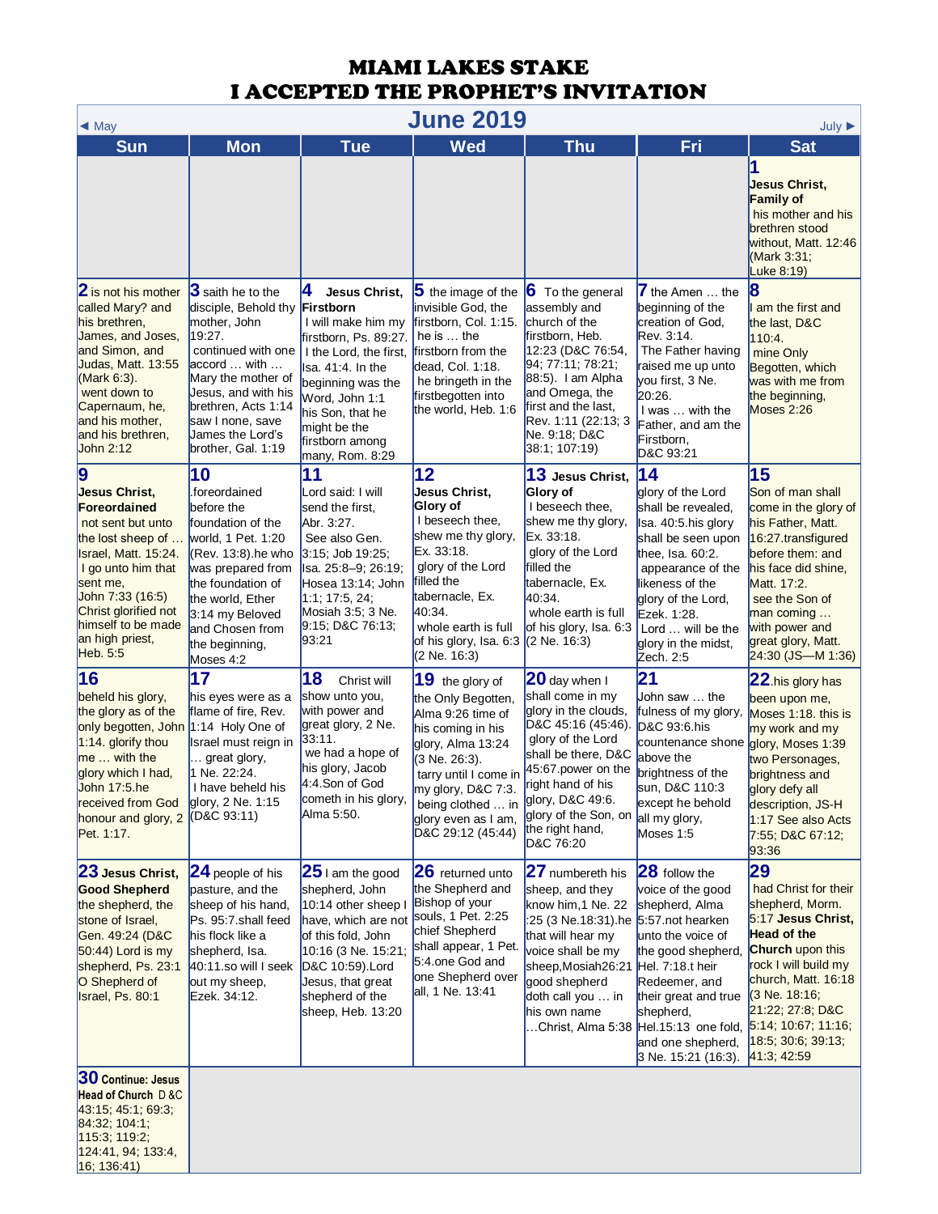# MIAMI LAKES STAKE
# I ACCEPTED THE PROPHET'S INVITATION

◄ May | **June 2019** | July ►

| Sun | Mon | Tue | Wed | Thu | Fri | Sat |
|---|---|---|---|---|---|---|
| | | | | | | **1** **Jesus Christ, Family of** his mother and his brethren stood without, Matt. 12:46 (Mark 3:31; Luke 8:19) |
| **2** is not his mother called Mary? and his brethren, James, and Joses, and Simon, and Judas, Matt. 13:55 (Mark 6:3). went down to Capernaum, he, and his mother, and his brethren, John 2:12 | **3** saith he to the disciple, Behold thy mother, John 19:27. continued with one accord … with … Mary the mother of Jesus, and with his brethren, Acts 1:14 saw I none, save James the Lord's brother, Gal. 1:19 | **4** **Jesus Christ, Firstborn** I will make him my firstborn, Ps. 89:27. I the Lord, the first, Isa. 41:4. In the beginning was the Word, John 1:1 his Son, that he might be the firstborn among many, Rom. 8:29 | **5** the image of the invisible God, the firstborn, Col. 1:15. he is … the firstborn from the dead, Col. 1:18. he bringeth in the firstbegotten into the world, Heb. 1:6 | **6** To the general assembly and church of the firstborn, Heb. 12:23 (D&C 76:54, 94; 77:11; 78:21; 88:5). I am Alpha and Omega, the first and the last, Rev. 1:11 (22:13; 3 Ne. 9:18; D&C 38:1; 107:19) | **7** the Amen … the beginning of the creation of God, Rev. 3:14. The Father having raised me up unto you first, 3 Ne. 20:26. I was … with the Father, and am the Firstborn, D&C 93:21 | **8** I am the first and the last, D&C 110:4. mine Only Begotten, which was with me from the beginning, Moses 2:26 |
| **9** **Jesus Christ, Foreordained** not sent but unto the lost sheep of … Israel, Matt. 15:24. I go unto him that sent me, John 7:33 (16:5) Christ glorified not himself to be made an high priest, Heb. 5:5 | **10** .foreordained before the foundation of the world, 1 Pet. 1:20 (Rev. 13:8).he who was prepared from the foundation of the world, Ether 3:14 my Beloved and Chosen from the beginning, Moses 4:2 | **11** Lord said: I will send the first, Abr. 3:27. See also Gen. 3:15; Job 19:25; Isa. 25:8–9; 26:19; Hosea 13:14; John 1:1; 17:5, 24; Mosiah 3:5; 3 Ne. 9:15; D&C 76:13; 93:21 | **12** **Jesus Christ, Glory of** I beseech thee, shew me thy glory, Ex. 33:18. glory of the Lord filled the tabernacle, Ex. 40:34. whole earth is full of his glory, Isa. 6:3 (2 Ne. 16:3) | **13** **Jesus Christ, Glory of** I beseech thee, shew me thy glory, Ex. 33:18. glory of the Lord filled the tabernacle, Ex. 40:34. whole earth is full of his glory, Isa. 6:3 (2 Ne. 16:3) | **14** glory of the Lord shall be revealed, Isa. 40:5.his glory shall be seen upon thee, Isa. 60:2. appearance of the likeness of the glory of the Lord, Ezek. 1:28. Lord … will be the glory in the midst, Zech. 2:5 | **15** Son of man shall come in the glory of his Father, Matt. 16:27.transfigured before them: and his face did shine, Matt. 17:2. see the Son of man coming … with power and great glory, Matt. 24:30 (JS—M 1:36) |
| **16** beheld his glory, the glory as of the only begotten, John 1:14. glorify thou me … with the glory which I had, John 17:5.he received from God honour and glory, 2 Pet. 1:17. | **17** his eyes were as a flame of fire, Rev. 1:14 Holy One of Israel must reign in … great glory, 1 Ne. 22:24. I have beheld his glory, 2 Ne. 1:15 (D&C 93:11) | **18** Christ will show unto you, with power and great glory, 2 Ne. 33:11. we had a hope of his glory, Jacob 4:4.Son of God cometh in his glory, Alma 5:50. | **19** the glory of the Only Begotten, Alma 9:26 time of his coming in his glory, Alma 13:24 (3 Ne. 26:3). tarry until I come in my glory, D&C 7:3. being clothed … in glory even as I am, D&C 29:12 (45:44) | **20** day when I shall come in my glory in the clouds, D&C 45:16 (45:46). glory of the Lord shall be there, D&C 45:67.power on the right hand of his glory, D&C 49:6. glory of the Son, on the right hand, D&C 76:20 | **21** John saw … the fulness of my glory, D&C 93:6.his countenance shone above the brightness of the sun, D&C 110:3 except he behold all my glory, Moses 1:5 | **22**.his glory has been upon me, Moses 1:18. this is my work and my glory, Moses 1:39 two Personages, brightness and glory defy all description, JS-H 1:17 See also Acts 7:55; D&C 67:12; 93:36 |
| **23** **Jesus Christ, Good Shepherd** the shepherd, the stone of Israel, Gen. 49:24 (D&C 50:44) Lord is my shepherd, Ps. 23:1 O Shepherd of Israel, Ps. 80:1 | **24** people of his pasture, and the sheep of his hand, Ps. 95:7.shall feed his flock like a shepherd, Isa. 40:11.so will I seek out my sheep, Ezek. 34:12. | **25** I am the good shepherd, John 10:14 other sheep I have, which are not of this fold, John 10:16 (3 Ne. 15:21; D&C 10:59).Lord Jesus, that great shepherd of the sheep, Heb. 13:20 | **26** returned unto the Shepherd and Bishop of your souls, 1 Pet. 2:25 chief Shepherd shall appear, 1 Pet. 5:4.one God and one Shepherd over all, 1 Ne. 13:41 | **27** numbereth his sheep, and they know him,1 Ne. 22 :25 (3 Ne.18:31).he that will hear my voice shall be my sheep,Mosiah26:21 good shepherd doth call you … in his own name …Christ, Alma 5:38 | **28** follow the voice of the good shepherd, Alma 5:57.not hearken unto the voice of the good shepherd, Hel. 7:18.t heir Redeemer, and their great and true shepherd, Hel.15:13 one fold, and one shepherd, 3 Ne. 15:21 (16:3). | **29** had Christ for their shepherd, Morm. 5:17 **Jesus Christ, Head of the Church** upon this rock I will build my church, Matt. 16:18 (3 Ne. 18:16; 21:22; 27:8; D&C 5:14; 10:67; 11:16; 18:5; 30:6; 39:13; 41:3; 42:59 |
| **30** **Continue: Jesus Head of Church** D&C 43:15; 45:1; 69:3; 84:32; 104:1; 115:3; 119:2; 124:41, 94; 133:4, 16; 136:41) | | | | | | |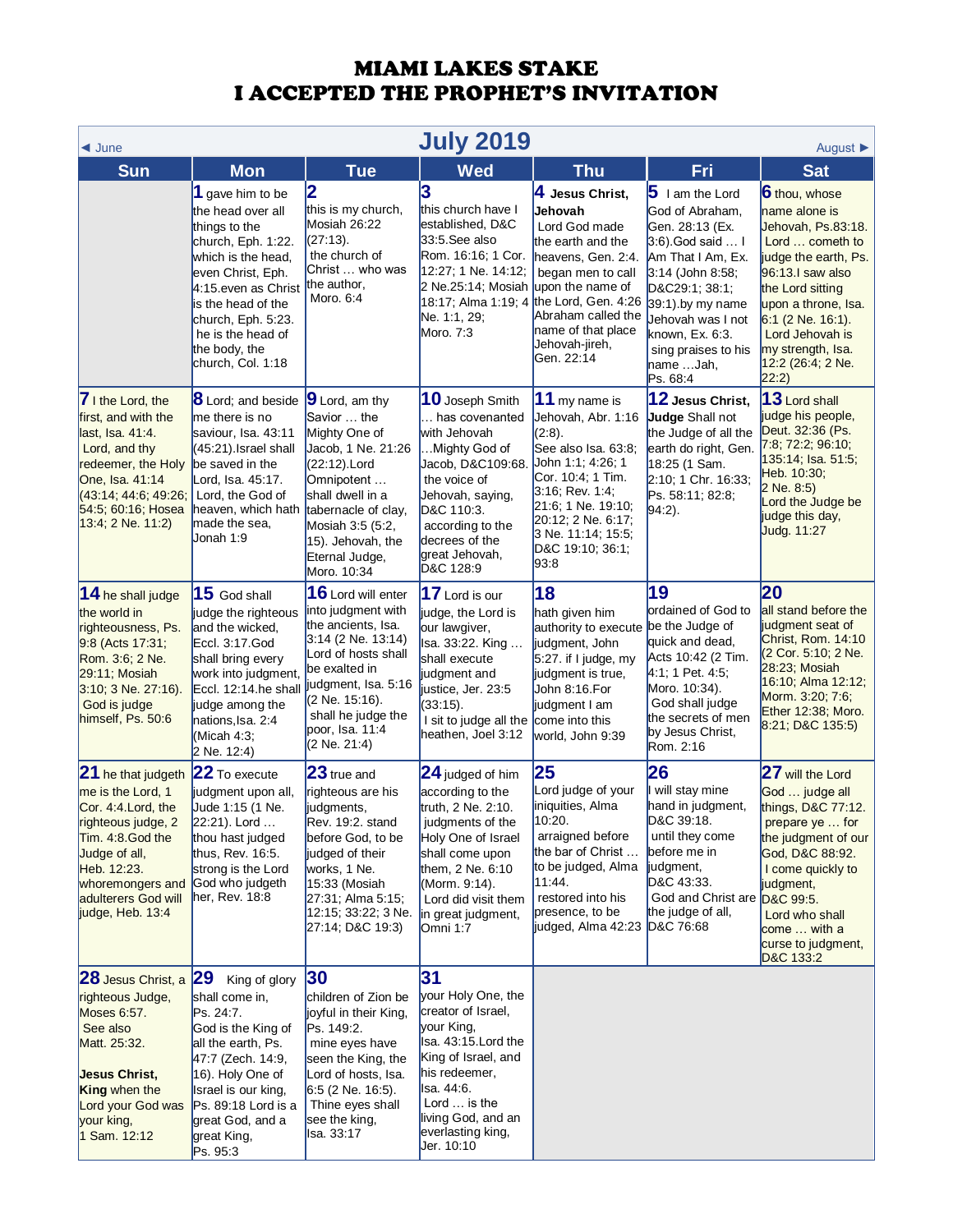# MIAMI LAKES STAKE
# I ACCEPTED THE PROPHET'S INVITATION

◄ June **July 2019** August ►

| Sun | Mon | Tue | Wed | Thu | Fri | Sat |
|---|---|---|---|---|---|---|
| | **1** gave him to be the head over all things to the church, Eph. 1:22. which is the head, even Christ, Eph. 4:15.even as Christ is the head of the church, Eph. 5:23. he is the head of the body, the church, Col. 1:18 | **2** this is my church, Mosiah 26:22 (27:13). the church of Christ … who was the author, Moro. 6:4 | **3** this church have I established, D&C 33:5.See also Rom. 16:16; 1 Cor. 12:27; 1 Ne. 14:12; 2 Ne.25:14; Mosiah 18:17; Alma 1:19; 4 Ne. 1:1, 29; Moro. 7:3 | **4** **Jesus Christ, Jehovah** Lord God made the earth and the heavens, Gen. 2:4. began men to call upon the name of the Lord, Gen. 4:26 Abraham called the name of that place Jehovah-jireh, Gen. 22:14 | **5** I am the Lord God of Abraham, Gen. 28:13 (Ex. 3:6).God said … I Am That I Am, Ex. 3:14 (John 8:58; D&C29:1; 38:1; 39:1).by my name Jehovah was I not known, Ex. 6:3. sing praises to his name …Jah, Ps. 68:4 | **6** thou, whose name alone is Jehovah, Ps.83:18. Lord … cometh to judge the earth, Ps. 96:13.I saw also the Lord sitting upon a throne, Isa. 6:1 (2 Ne. 16:1). Lord Jehovah is my strength, Isa. 12:2 (26:4; 2 Ne. 22:2) |
| **7** I the Lord, the first, and with the last, Isa. 41:4. Lord, and thy redeemer, the Holy One, Isa. 41:14 (43:14; 44:6; 49:26; 54:5; 60:16; Hosea 13:4; 2 Ne. 11:2) | **8** Lord; and beside me there is no saviour, Isa. 43:11 (45:21).Israel shall be saved in the Lord, Isa. 45:17. Lord, the God of heaven, which hath made the sea, Jonah 1:9 | **9** Lord, am thy Savior … the Mighty One of Jacob, 1 Ne. 21:26 (22:12).Lord Omnipotent … shall dwell in a tabernacle of clay, Mosiah 3:5 (5:2, 15). Jehovah, the Eternal Judge, Moro. 10:34 | **10** Joseph Smith … has covenanted with Jehovah …Mighty God of Jacob, D&C109:68. the voice of Jehovah, saying, D&C 110:3. according to the decrees of the great Jehovah, D&C 128:9 | **11** my name is Jehovah, Abr. 1:16 (2:8). See also Isa. 63:8; John 1:1; 4:26; 1 Cor. 10:4; 1 Tim. 3:16; Rev. 1:4; 21:6; 1 Ne. 19:10; 20:12; 2 Ne. 6:17; 3 Ne. 11:14; 15:5; D&C 19:10; 36:1; 93:8 | **12** **Jesus Christ, Judge** Shall not the Judge of all the earth do right, Gen. 18:25 (1 Sam. 2:10; 1 Chr. 16:33; Ps. 58:11; 82:8; 94:2). | **13** Lord shall judge his people, Deut. 32:36 (Ps. 7:8; 72:2; 96:10; 135:14; Isa. 51:5; Heb. 10:30; 2 Ne. 8:5) Lord the Judge be judge this day, Judg. 11:27 |
| **14** he shall judge the world in righteousness, Ps. 9:8 (Acts 17:31; Rom. 3:6; 2 Ne. 29:11; Mosiah 3:10; 3 Ne. 27:16). God is judge himself, Ps. 50:6 | **15** God shall judge the righteous and the wicked, Eccl. 3:17.God shall bring every work into judgment, Eccl. 12:14.he shall judge among the nations,Isa. 2:4 (Micah 4:3; 2 Ne. 12:4) | **16** Lord will enter into judgment with the ancients, Isa. 3:14 (2 Ne. 13:14) Lord of hosts shall be exalted in judgment, Isa. 5:16 (2 Ne. 15:16). shall he judge the poor, Isa. 11:4 (2 Ne. 21:4) | **17** Lord is our judge, the Lord is our lawgiver, Isa. 33:22. King … shall execute judgment and justice, Jer. 23:5 (33:15). I sit to judge all the heathen, Joel 3:12 | **18** hath given him authority to execute judgment, John 5:27. if I judge, my judgment is true, John 8:16.For judgment I am come into this world, John 9:39 | **19** ordained of God to be the Judge of quick and dead, Acts 10:42 (2 Tim. 4:1; 1 Pet. 4:5; Moro. 10:34). God shall judge the secrets of men by Jesus Christ, Rom. 2:16 | **20** all stand before the judgment seat of Christ, Rom. 14:10 (2 Cor. 5:10; 2 Ne. 28:23; Mosiah 16:10; Alma 12:12; Morm. 3:20; 7:6; Ether 12:38; Moro. 8:21; D&C 135:5) |
| **21** he that judgeth me is the Lord, 1 Cor. 4:4.Lord, the righteous judge, 2 Tim. 4:8.God the Judge of all, Heb. 12:23. whoremongers and adulterers God will judge, Heb. 13:4 | **22** To execute judgment upon all, Jude 1:15 (1 Ne. 22:21). Lord … thou hast judged thus, Rev. 16:5. strong is the Lord God who judgeth her, Rev. 18:8 | **23** true and righteous are his judgments, Rev. 19:2. stand before God, to be judged of their works, 1 Ne. 15:33 (Mosiah 27:31; Alma 5:15; 12:15; 33:22; 3 Ne. 27:14; D&C 19:3) | **24** judged of him according to the truth, 2 Ne. 2:10. judgments of the Holy One of Israel shall come upon them, 2 Ne. 6:10 (Morm. 9:14). Lord did visit them in great judgment, Omni 1:7 | **25** Lord judge of your iniquities, Alma 10:20. arraigned before the bar of Christ … to be judged, Alma 11:44. restored into his presence, to be judged, Alma 42:23 | **26** I will stay mine hand in judgment, D&C 39:18. until they come before me in judgment, D&C 43:33. God and Christ are the judge of all, D&C 76:68 | **27** will the Lord God … judge all things, D&C 77:12. prepare ye … for the judgment of our God, D&C 88:92. I come quickly to judgment, D&C 99:5. Lord who shall come … with a curse to judgment, D&C 133:2 |
| **28** Jesus Christ, a righteous Judge, Moses 6:57. See also Matt. 25:32. **Jesus Christ, King** when the Lord your God was your king, 1 Sam. 12:12 | **29** King of glory shall come in, Ps. 24:7. God is the King of all the earth, Ps. 47:7 (Zech. 14:9, 16). Holy One of Israel is our king, Ps. 89:18 Lord is a great God, and a great King, Ps. 95:3 | **30** children of Zion be joyful in their King, Ps. 149:2. mine eyes have seen the King, the Lord of hosts, Isa. 6:5 (2 Ne. 16:5). Thine eyes shall see the king, Isa. 33:17 | **31** your Holy One, the creator of Israel, your King, Isa. 43:15.Lord the King of Israel, and his redeemer, Isa. 44:6. Lord … is the living God, and an everlasting king, Jer. 10:10 | | | |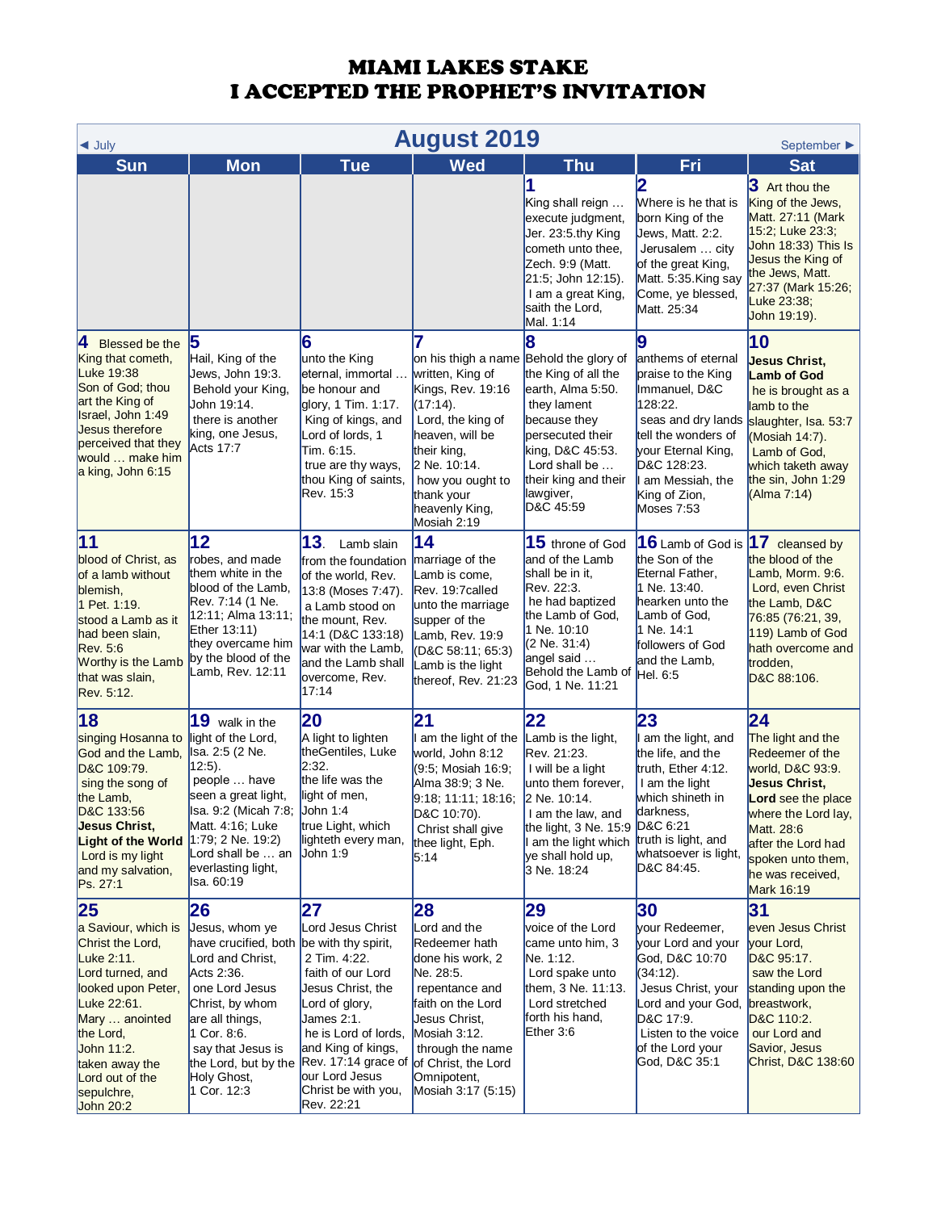# MIAMI LAKES STAKE
# I ACCEPTED THE PROPHET'S INVITATION

◄ July **August 2019** September ►

| Sun | Mon | Tue | Wed | Thu | Fri | Sat |
|---|---|---|---|---|---|---|
| | | | | **1** King shall reign … execute judgment, Jer. 23:5.thy King cometh unto thee, Zech. 9:9 (Matt. 21:5; John 12:15). I am a great King, saith the Lord, Mal. 1:14 | **2** Where is he that is born King of the Jews, Matt. 2:2. Jerusalem … city of the great King, Matt. 5:35.King say Come, ye blessed, Matt. 25:34 | **3** Art thou the King of the Jews, Matt. 27:11 (Mark 15:2; Luke 23:3; John 18:33) This Is Jesus the King of the Jews, Matt. 27:37 (Mark 15:26; Luke 23:38; John 19:19). |
| **4** Blessed be the King that cometh, Luke 19:38 Son of God; thou art the King of Israel, John 1:49 Jesus therefore perceived that they would … make him a king, John 6:15 | **5** Hail, King of the Jews, John 19:3. Behold your King, John 19:14. there is another king, one Jesus, Acts 17:7 | **6** unto the King eternal, immortal … be honour and glory, 1 Tim. 1:17. King of kings, and Lord of lords, 1 Tim. 6:15. true are thy ways, thou King of saints, Rev. 15:3 | **7** on his thigh a name written, King of Kings, Rev. 19:16 (17:14). Lord, the king of heaven, will be their king, 2 Ne. 10:14. how you ought to thank your heavenly King, Mosiah 2:19 | **8** Behold the glory of the King of all the earth, Alma 5:50. they lament because they persecuted their king, D&C 45:53. Lord shall be … their king and their lawgiver, D&C 45:59 | **9** anthems of eternal praise to the King Immanuel, D&C 128:22. seas and dry lands tell the wonders of your Eternal King, D&C 128:23. I am Messiah, the King of Zion, Moses 7:53 | **10** **Jesus Christ, Lamb of God** he is brought as a lamb to the slaughter, Isa. 53:7 (Mosiah 14:7). Lamb of God, which taketh away the sin, John 1:29 (Alma 7:14) |
| **11** blood of Christ, as of a lamb without blemish, 1 Pet. 1:19. stood a Lamb as it had been slain, Rev. 5:6 Worthy is the Lamb that was slain, Rev. 5:12. | **12** robes, and made them white in the blood of the Lamb, Rev. 7:14 (1 Ne. 12:11; Alma 13:11; Ether 13:11) they overcame him by the blood of the Lamb, Rev. 12:11 | **13**. Lamb slain from the foundation of the world, Rev. 13:8 (Moses 7:47). a Lamb stood on the mount, Rev. 14:1 (D&C 133:18) war with the Lamb, and the Lamb shall overcome, Rev. 17:14 | **14** marriage of the Lamb is come, Rev. 19:7called unto the marriage supper of the Lamb, Rev. 19:9 (D&C 58:11; 65:3) Lamb is the light thereof, Rev. 21:23 | **15** throne of God and of the Lamb shall be in it, Rev. 22:3. he had baptized the Lamb of God, 1 Ne. 10:10 (2 Ne. 31:4) angel said … Behold the Lamb of God, 1 Ne. 11:21 | **16** Lamb of God is the Son of the Eternal Father, 1 Ne. 13:40. hearken unto the Lamb of God, 1 Ne. 14:1 followers of God and the Lamb, Hel. 6:5 | **17** cleansed by the blood of the Lamb, Morm. 9:6. Lord, even Christ the Lamb, D&C 76:85 (76:21, 39, 119) Lamb of God hath overcome and trodden, D&C 88:106. |
| **18** singing Hosanna to God and the Lamb, D&C 109:79. sing the song of the Lamb, D&C 133:56 **Jesus Christ, Light of the World** Lord is my light and my salvation, Ps. 27:1 | **19** walk in the light of the Lord, Isa. 2:5 (2 Ne. 12:5). people … have seen a great light, Isa. 9:2 (Micah 7:8; Matt. 4:16; Luke 1:79; 2 Ne. 19:2) Lord shall be … an everlasting light, Isa. 60:19 | **20** A light to lighten theGentiles, Luke 2:32. the life was the light of men, John 1:4 true Light, which lighteth every man, John 1:9 | **21** I am the light of the world, John 8:12 (9:5; Mosiah 16:9; Alma 38:9; 3 Ne. 9:18; 11:11; 18:16; D&C 10:70). Christ shall give thee light, Eph. 5:14 | **22** Lamb is the light, Rev. 21:23. I will be a light unto them forever, 2 Ne. 10:14. I am the law, and the light, 3 Ne. 15:9 I am the light which ye shall hold up, 3 Ne. 18:24 | **23** I am the light, and the life, and the truth, Ether 4:12. I am the light which shineth in darkness, D&C 6:21 truth is light, and whatsoever is light, D&C 84:45. | **24** The light and the Redeemer of the world, D&C 93:9. **Jesus Christ, Lord** see the place where the Lord lay, Matt. 28:6 after the Lord had spoken unto them, he was received, Mark 16:19 |
| **25** a Saviour, which is Christ the Lord, Luke 2:11. Lord turned, and looked upon Peter, Luke 22:61. Mary … anointed the Lord, John 11:2. taken away the Lord out of the sepulchre, John 20:2 | **26** Jesus, whom ye have crucified, both Lord and Christ, Acts 2:36. one Lord Jesus Christ, by whom are all things, 1 Cor. 8:6. say that Jesus is the Lord, but by the Holy Ghost, 1 Cor. 12:3 | **27** Lord Jesus Christ be with thy spirit, 2 Tim. 4:22. faith of our Lord Jesus Christ, the Lord of glory, James 2:1. he is Lord of lords, and King of kings, Rev. 17:14 grace of our Lord Jesus Christ be with you, Rev. 22:21 | **28** Lord and the Redeemer hath done his work, 2 Ne. 28:5. repentance and faith on the Lord Jesus Christ, Mosiah 3:12. through the name of Christ, the Lord Omnipotent, Mosiah 3:17 (5:15) | **29** voice of the Lord came unto him, 3 Ne. 1:12. Lord spake unto them, 3 Ne. 11:13. Lord stretched forth his hand, Ether 3:6 | **30** your Redeemer, your Lord and your God, D&C 10:70 (34:12). Jesus Christ, your Lord and your God, D&C 17:9. Listen to the voice of the Lord your God, D&C 35:1 | **31** even Jesus Christ your Lord, D&C 95:17. saw the Lord standing upon the breastwork, D&C 110:2. our Lord and Savior, Jesus Christ, D&C 138:60 |